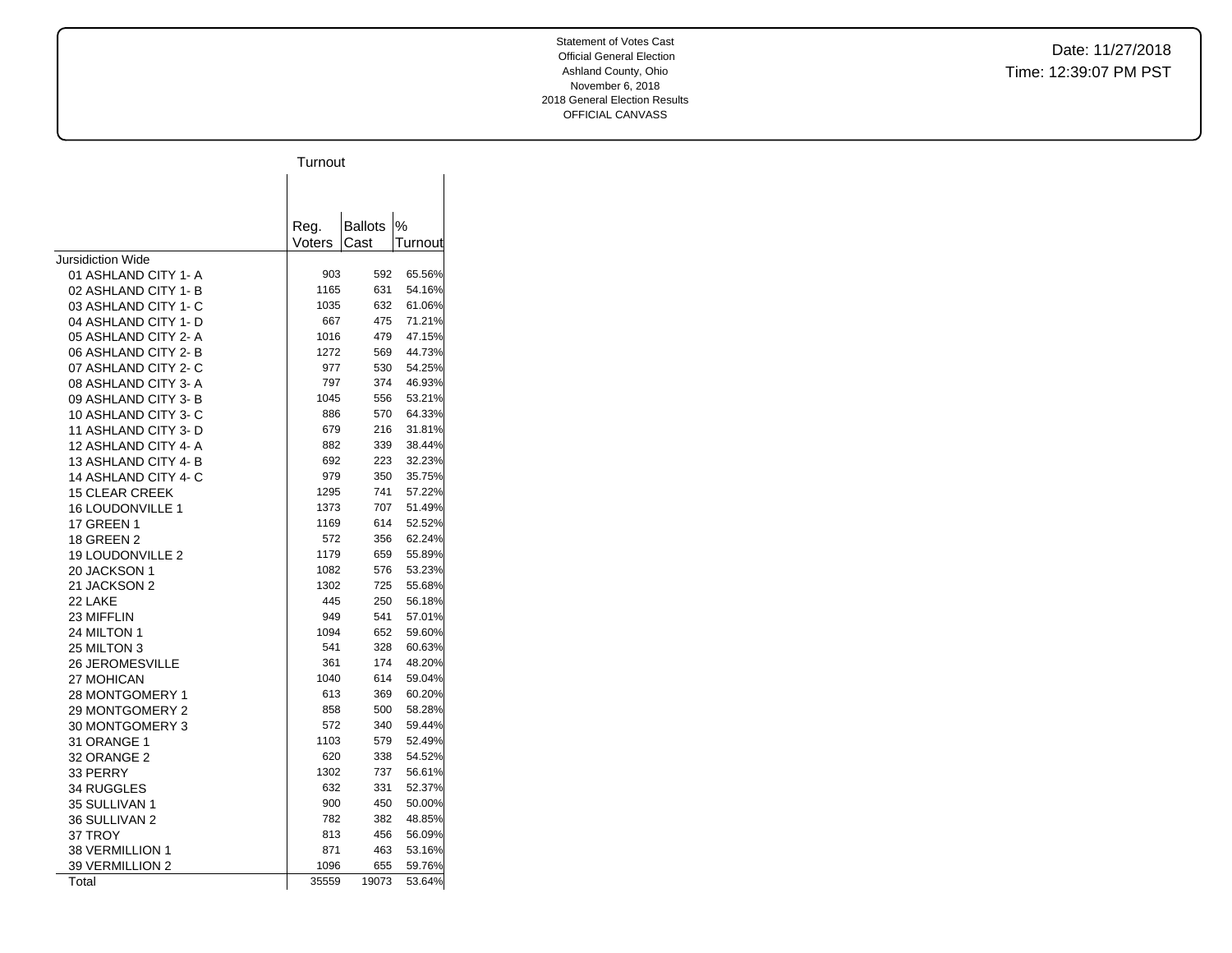Statement of Votes Cast
Official General Election
Ashland County, Ohio
November 6, 2018
2018 General Election Results
OFFICIAL CANVASS

Date: 11/27/2018
Time: 12:39:07 PM PST

| | Turnout | | |
|---|---|---|---|
| | Reg. Voters | Ballots Cast | % Turnout |
| Jursidiction Wide | | | |
| 01 ASHLAND CITY 1- A | 903 | 592 | 65.56% |
| 02 ASHLAND CITY 1- B | 1165 | 631 | 54.16% |
| 03 ASHLAND CITY 1- C | 1035 | 632 | 61.06% |
| 04 ASHLAND CITY 1- D | 667 | 475 | 71.21% |
| 05 ASHLAND CITY 2- A | 1016 | 479 | 47.15% |
| 06 ASHLAND CITY 2- B | 1272 | 569 | 44.73% |
| 07 ASHLAND CITY 2- C | 977 | 530 | 54.25% |
| 08 ASHLAND CITY 3- A | 797 | 374 | 46.93% |
| 09 ASHLAND CITY 3- B | 1045 | 556 | 53.21% |
| 10 ASHLAND CITY 3- C | 886 | 570 | 64.33% |
| 11 ASHLAND CITY 3- D | 679 | 216 | 31.81% |
| 12 ASHLAND CITY 4- A | 882 | 339 | 38.44% |
| 13 ASHLAND CITY 4- B | 692 | 223 | 32.23% |
| 14 ASHLAND CITY 4- C | 979 | 350 | 35.75% |
| 15 CLEAR CREEK | 1295 | 741 | 57.22% |
| 16 LOUDONVILLE 1 | 1373 | 707 | 51.49% |
| 17 GREEN 1 | 1169 | 614 | 52.52% |
| 18 GREEN 2 | 572 | 356 | 62.24% |
| 19 LOUDONVILLE 2 | 1179 | 659 | 55.89% |
| 20 JACKSON 1 | 1082 | 576 | 53.23% |
| 21 JACKSON 2 | 1302 | 725 | 55.68% |
| 22 LAKE | 445 | 250 | 56.18% |
| 23 MIFFLIN | 949 | 541 | 57.01% |
| 24 MILTON 1 | 1094 | 652 | 59.60% |
| 25 MILTON 3 | 541 | 328 | 60.63% |
| 26 JEROMESVILLE | 361 | 174 | 48.20% |
| 27 MOHICAN | 1040 | 614 | 59.04% |
| 28 MONTGOMERY 1 | 613 | 369 | 60.20% |
| 29 MONTGOMERY 2 | 858 | 500 | 58.28% |
| 30 MONTGOMERY 3 | 572 | 340 | 59.44% |
| 31 ORANGE 1 | 1103 | 579 | 52.49% |
| 32 ORANGE 2 | 620 | 338 | 54.52% |
| 33 PERRY | 1302 | 737 | 56.61% |
| 34 RUGGLES | 632 | 331 | 52.37% |
| 35 SULLIVAN 1 | 900 | 450 | 50.00% |
| 36 SULLIVAN 2 | 782 | 382 | 48.85% |
| 37 TROY | 813 | 456 | 56.09% |
| 38 VERMILLION 1 | 871 | 463 | 53.16% |
| 39 VERMILLION 2 | 1096 | 655 | 59.76% |
| Total | 35559 | 19073 | 53.64% |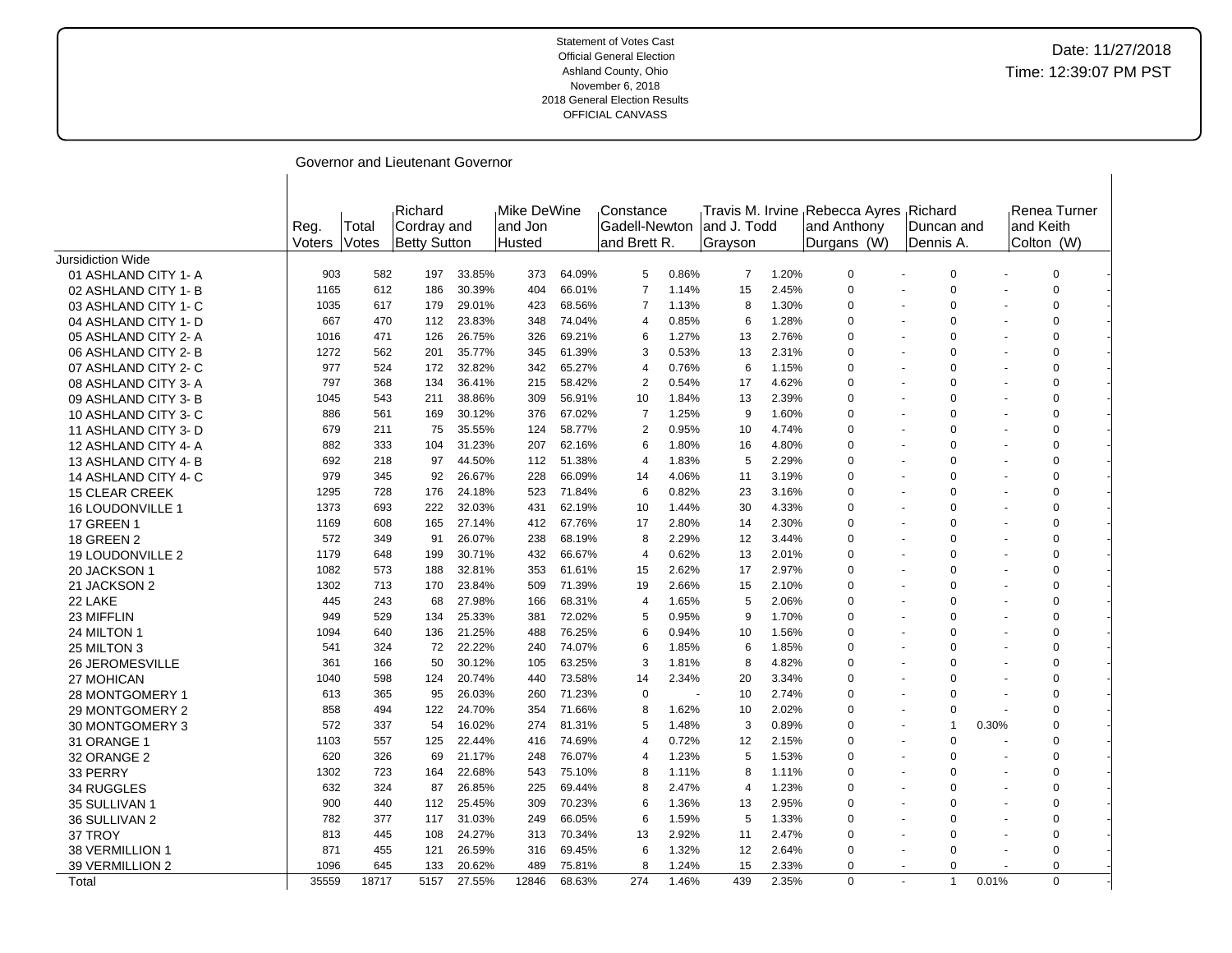Statement of Votes Cast
Official General Election
Ashland County, Ohio
November 6, 2018
2018 General Election Results
OFFICIAL CANVASS

Date: 11/27/2018
Time: 12:39:07 PM PST

## Governor and Lieutenant Governor

| | Reg. Voters | Total Votes | Richard Cordray and Betty Sutton | | Mike DeWine and Jon Husted | | Constance Gadell-Newton and Brett R. | | Travis M. Irvine and J. Todd Grayson | | Rebecca Ayres and Anthony Durgans (W) | | Richard Duncan and Dennis A. | | Renea Turner and Keith Colton (W) | |
|---|---|---|---|---|---|---|---|---|---|---|---|---|---|---|---|---|
| Jursidiction Wide | | | | | | | | | | | | | | | | |
| 01 ASHLAND CITY 1- A | 903 | 582 | 197 | 33.85% | 373 | 64.09% | 5 | 0.86% | 7 | 1.20% | 0 | - | 0 | - | 0 | - |
| 02 ASHLAND CITY 1- B | 1165 | 612 | 186 | 30.39% | 404 | 66.01% | 7 | 1.14% | 15 | 2.45% | 0 | - | 0 | - | 0 | - |
| 03 ASHLAND CITY 1- C | 1035 | 617 | 179 | 29.01% | 423 | 68.56% | 7 | 1.13% | 8 | 1.30% | 0 | - | 0 | - | 0 | - |
| 04 ASHLAND CITY 1- D | 667 | 470 | 112 | 23.83% | 348 | 74.04% | 4 | 0.85% | 6 | 1.28% | 0 | - | 0 | - | 0 | - |
| 05 ASHLAND CITY 2- A | 1016 | 471 | 126 | 26.75% | 326 | 69.21% | 6 | 1.27% | 13 | 2.76% | 0 | - | 0 | - | 0 | - |
| 06 ASHLAND CITY 2- B | 1272 | 562 | 201 | 35.77% | 345 | 61.39% | 3 | 0.53% | 13 | 2.31% | 0 | - | 0 | - | 0 | - |
| 07 ASHLAND CITY 2- C | 977 | 524 | 172 | 32.82% | 342 | 65.27% | 4 | 0.76% | 6 | 1.15% | 0 | - | 0 | - | 0 | - |
| 08 ASHLAND CITY 3- A | 797 | 368 | 134 | 36.41% | 215 | 58.42% | 2 | 0.54% | 17 | 4.62% | 0 | - | 0 | - | 0 | - |
| 09 ASHLAND CITY 3- B | 1045 | 543 | 211 | 38.86% | 309 | 56.91% | 10 | 1.84% | 13 | 2.39% | 0 | - | 0 | - | 0 | - |
| 10 ASHLAND CITY 3- C | 886 | 561 | 169 | 30.12% | 376 | 67.02% | 7 | 1.25% | 9 | 1.60% | 0 | - | 0 | - | 0 | - |
| 11 ASHLAND CITY 3- D | 679 | 211 | 75 | 35.55% | 124 | 58.77% | 2 | 0.95% | 10 | 4.74% | 0 | - | 0 | - | 0 | - |
| 12 ASHLAND CITY 4- A | 882 | 333 | 104 | 31.23% | 207 | 62.16% | 6 | 1.80% | 16 | 4.80% | 0 | - | 0 | - | 0 | - |
| 13 ASHLAND CITY 4- B | 692 | 218 | 97 | 44.50% | 112 | 51.38% | 4 | 1.83% | 5 | 2.29% | 0 | - | 0 | - | 0 | - |
| 14 ASHLAND CITY 4- C | 979 | 345 | 92 | 26.67% | 228 | 66.09% | 14 | 4.06% | 11 | 3.19% | 0 | - | 0 | - | 0 | - |
| 15 CLEAR CREEK | 1295 | 728 | 176 | 24.18% | 523 | 71.84% | 6 | 0.82% | 23 | 3.16% | 0 | - | 0 | - | 0 | - |
| 16 LOUDONVILLE 1 | 1373 | 693 | 222 | 32.03% | 431 | 62.19% | 10 | 1.44% | 30 | 4.33% | 0 | - | 0 | - | 0 | - |
| 17 GREEN 1 | 1169 | 608 | 165 | 27.14% | 412 | 67.76% | 17 | 2.80% | 14 | 2.30% | 0 | - | 0 | - | 0 | - |
| 18 GREEN 2 | 572 | 349 | 91 | 26.07% | 238 | 68.19% | 8 | 2.29% | 12 | 3.44% | 0 | - | 0 | - | 0 | - |
| 19 LOUDONVILLE 2 | 1179 | 648 | 199 | 30.71% | 432 | 66.67% | 4 | 0.62% | 13 | 2.01% | 0 | - | 0 | - | 0 | - |
| 20 JACKSON 1 | 1082 | 573 | 188 | 32.81% | 353 | 61.61% | 15 | 2.62% | 17 | 2.97% | 0 | - | 0 | - | 0 | - |
| 21 JACKSON 2 | 1302 | 713 | 170 | 23.84% | 509 | 71.39% | 19 | 2.66% | 15 | 2.10% | 0 | - | 0 | - | 0 | - |
| 22 LAKE | 445 | 243 | 68 | 27.98% | 166 | 68.31% | 4 | 1.65% | 5 | 2.06% | 0 | - | 0 | - | 0 | - |
| 23 MIFFLIN | 949 | 529 | 134 | 25.33% | 381 | 72.02% | 5 | 0.95% | 9 | 1.70% | 0 | - | 0 | - | 0 | - |
| 24 MILTON 1 | 1094 | 640 | 136 | 21.25% | 488 | 76.25% | 6 | 0.94% | 10 | 1.56% | 0 | - | 0 | - | 0 | - |
| 25 MILTON 3 | 541 | 324 | 72 | 22.22% | 240 | 74.07% | 6 | 1.85% | 6 | 1.85% | 0 | - | 0 | - | 0 | - |
| 26 JEROMESVILLE | 361 | 166 | 50 | 30.12% | 105 | 63.25% | 3 | 1.81% | 8 | 4.82% | 0 | - | 0 | - | 0 | - |
| 27 MOHICAN | 1040 | 598 | 124 | 20.74% | 440 | 73.58% | 14 | 2.34% | 20 | 3.34% | 0 | - | 0 | - | 0 | - |
| 28 MONTGOMERY 1 | 613 | 365 | 95 | 26.03% | 260 | 71.23% | 0 | - | 10 | 2.74% | 0 | - | 0 | - | 0 | - |
| 29 MONTGOMERY 2 | 858 | 494 | 122 | 24.70% | 354 | 71.66% | 8 | 1.62% | 10 | 2.02% | 0 | - | 0 | - | 0 | - |
| 30 MONTGOMERY 3 | 572 | 337 | 54 | 16.02% | 274 | 81.31% | 5 | 1.48% | 3 | 0.89% | 0 | - | 1 | 0.30% | 0 | - |
| 31 ORANGE 1 | 1103 | 557 | 125 | 22.44% | 416 | 74.69% | 4 | 0.72% | 12 | 2.15% | 0 | - | 0 | - | 0 | - |
| 32 ORANGE 2 | 620 | 326 | 69 | 21.17% | 248 | 76.07% | 4 | 1.23% | 5 | 1.53% | 0 | - | 0 | - | 0 | - |
| 33 PERRY | 1302 | 723 | 164 | 22.68% | 543 | 75.10% | 8 | 1.11% | 8 | 1.11% | 0 | - | 0 | - | 0 | - |
| 34 RUGGLES | 632 | 324 | 87 | 26.85% | 225 | 69.44% | 8 | 2.47% | 4 | 1.23% | 0 | - | 0 | - | 0 | - |
| 35 SULLIVAN 1 | 900 | 440 | 112 | 25.45% | 309 | 70.23% | 6 | 1.36% | 13 | 2.95% | 0 | - | 0 | - | 0 | - |
| 36 SULLIVAN 2 | 782 | 377 | 117 | 31.03% | 249 | 66.05% | 6 | 1.59% | 5 | 1.33% | 0 | - | 0 | - | 0 | - |
| 37 TROY | 813 | 445 | 108 | 24.27% | 313 | 70.34% | 13 | 2.92% | 11 | 2.47% | 0 | - | 0 | - | 0 | - |
| 38 VERMILLION 1 | 871 | 455 | 121 | 26.59% | 316 | 69.45% | 6 | 1.32% | 12 | 2.64% | 0 | - | 0 | - | 0 | - |
| 39 VERMILLION 2 | 1096 | 645 | 133 | 20.62% | 489 | 75.81% | 8 | 1.24% | 15 | 2.33% | 0 | - | 0 | - | 0 | - |
| Total | 35559 | 18717 | 5157 | 27.55% | 12846 | 68.63% | 274 | 1.46% | 439 | 2.35% | 0 | - | 1 | 0.01% | 0 | - |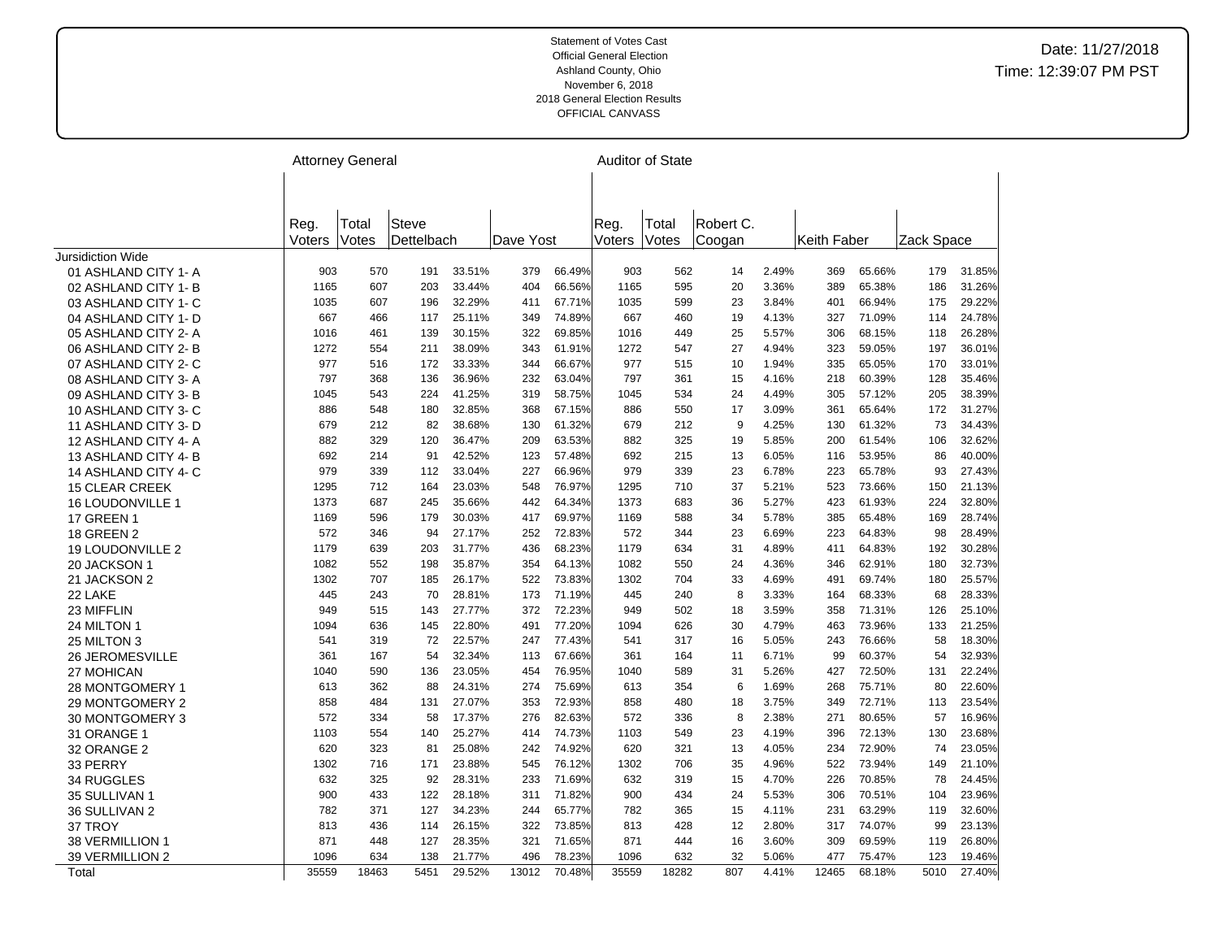Statement of Votes Cast
Official General Election
Ashland County, Ohio
November 6, 2018
2018 General Election Results
OFFICIAL CANVASS

Date: 11/27/2018
Time: 12:39:07 PM PST

| | Attorney General | | | | | | Auditor of State | | | | | | | |
|---|---|---|---|---|---|---|---|---|---|---|---|---|---|---|
| | Reg. Voters | Total Votes | Steve Dettelbach | | Dave Yost | | Reg. Voters | Total Votes | Robert C. Coogan | | Keith Faber | | Zack Space | |
| Jursidiction Wide | | | | | | | | | | | | | | |
| 01 ASHLAND CITY 1- A | 903 | 570 | 191 | 33.51% | 379 | 66.49% | 903 | 562 | 14 | 2.49% | 369 | 65.66% | 179 | 31.85% |
| 02 ASHLAND CITY 1- B | 1165 | 607 | 203 | 33.44% | 404 | 66.56% | 1165 | 595 | 20 | 3.36% | 389 | 65.38% | 186 | 31.26% |
| 03 ASHLAND CITY 1- C | 1035 | 607 | 196 | 32.29% | 411 | 67.71% | 1035 | 599 | 23 | 3.84% | 401 | 66.94% | 175 | 29.22% |
| 04 ASHLAND CITY 1- D | 667 | 466 | 117 | 25.11% | 349 | 74.89% | 667 | 460 | 19 | 4.13% | 327 | 71.09% | 114 | 24.78% |
| 05 ASHLAND CITY 2- A | 1016 | 461 | 139 | 30.15% | 322 | 69.85% | 1016 | 449 | 25 | 5.57% | 306 | 68.15% | 118 | 26.28% |
| 06 ASHLAND CITY 2- B | 1272 | 554 | 211 | 38.09% | 343 | 61.91% | 1272 | 547 | 27 | 4.94% | 323 | 59.05% | 197 | 36.01% |
| 07 ASHLAND CITY 2- C | 977 | 516 | 172 | 33.33% | 344 | 66.67% | 977 | 515 | 10 | 1.94% | 335 | 65.05% | 170 | 33.01% |
| 08 ASHLAND CITY 3- A | 797 | 368 | 136 | 36.96% | 232 | 63.04% | 797 | 361 | 15 | 4.16% | 218 | 60.39% | 128 | 35.46% |
| 09 ASHLAND CITY 3- B | 1045 | 543 | 224 | 41.25% | 319 | 58.75% | 1045 | 534 | 24 | 4.49% | 305 | 57.12% | 205 | 38.39% |
| 10 ASHLAND CITY 3- C | 886 | 548 | 180 | 32.85% | 368 | 67.15% | 886 | 550 | 17 | 3.09% | 361 | 65.64% | 172 | 31.27% |
| 11 ASHLAND CITY 3- D | 679 | 212 | 82 | 38.68% | 130 | 61.32% | 679 | 212 | 9 | 4.25% | 130 | 61.32% | 73 | 34.43% |
| 12 ASHLAND CITY 4- A | 882 | 329 | 120 | 36.47% | 209 | 63.53% | 882 | 325 | 19 | 5.85% | 200 | 61.54% | 106 | 32.62% |
| 13 ASHLAND CITY 4- B | 692 | 214 | 91 | 42.52% | 123 | 57.48% | 692 | 215 | 13 | 6.05% | 116 | 53.95% | 86 | 40.00% |
| 14 ASHLAND CITY 4- C | 979 | 339 | 112 | 33.04% | 227 | 66.96% | 979 | 339 | 23 | 6.78% | 223 | 65.78% | 93 | 27.43% |
| 15 CLEAR CREEK | 1295 | 712 | 164 | 23.03% | 548 | 76.97% | 1295 | 710 | 37 | 5.21% | 523 | 73.66% | 150 | 21.13% |
| 16 LOUDONVILLE 1 | 1373 | 687 | 245 | 35.66% | 442 | 64.34% | 1373 | 683 | 36 | 5.27% | 423 | 61.93% | 224 | 32.80% |
| 17 GREEN 1 | 1169 | 596 | 179 | 30.03% | 417 | 69.97% | 1169 | 588 | 34 | 5.78% | 385 | 65.48% | 169 | 28.74% |
| 18 GREEN 2 | 572 | 346 | 94 | 27.17% | 252 | 72.83% | 572 | 344 | 23 | 6.69% | 223 | 64.83% | 98 | 28.49% |
| 19 LOUDONVILLE 2 | 1179 | 639 | 203 | 31.77% | 436 | 68.23% | 1179 | 634 | 31 | 4.89% | 411 | 64.83% | 192 | 30.28% |
| 20 JACKSON 1 | 1082 | 552 | 198 | 35.87% | 354 | 64.13% | 1082 | 550 | 24 | 4.36% | 346 | 62.91% | 180 | 32.73% |
| 21 JACKSON 2 | 1302 | 707 | 185 | 26.17% | 522 | 73.83% | 1302 | 704 | 33 | 4.69% | 491 | 69.74% | 180 | 25.57% |
| 22 LAKE | 445 | 243 | 70 | 28.81% | 173 | 71.19% | 445 | 240 | 8 | 3.33% | 164 | 68.33% | 68 | 28.33% |
| 23 MIFFLIN | 949 | 515 | 143 | 27.77% | 372 | 72.23% | 949 | 502 | 18 | 3.59% | 358 | 71.31% | 126 | 25.10% |
| 24 MILTON 1 | 1094 | 636 | 145 | 22.80% | 491 | 77.20% | 1094 | 626 | 30 | 4.79% | 463 | 73.96% | 133 | 21.25% |
| 25 MILTON 3 | 541 | 319 | 72 | 22.57% | 247 | 77.43% | 541 | 317 | 16 | 5.05% | 243 | 76.66% | 58 | 18.30% |
| 26 JEROMESVILLE | 361 | 167 | 54 | 32.34% | 113 | 67.66% | 361 | 164 | 11 | 6.71% | 99 | 60.37% | 54 | 32.93% |
| 27 MOHICAN | 1040 | 590 | 136 | 23.05% | 454 | 76.95% | 1040 | 589 | 31 | 5.26% | 427 | 72.50% | 131 | 22.24% |
| 28 MONTGOMERY 1 | 613 | 362 | 88 | 24.31% | 274 | 75.69% | 613 | 354 | 6 | 1.69% | 268 | 75.71% | 80 | 22.60% |
| 29 MONTGOMERY 2 | 858 | 484 | 131 | 27.07% | 353 | 72.93% | 858 | 480 | 18 | 3.75% | 349 | 72.71% | 113 | 23.54% |
| 30 MONTGOMERY 3 | 572 | 334 | 58 | 17.37% | 276 | 82.63% | 572 | 336 | 8 | 2.38% | 271 | 80.65% | 57 | 16.96% |
| 31 ORANGE 1 | 1103 | 554 | 140 | 25.27% | 414 | 74.73% | 1103 | 549 | 23 | 4.19% | 396 | 72.13% | 130 | 23.68% |
| 32 ORANGE 2 | 620 | 323 | 81 | 25.08% | 242 | 74.92% | 620 | 321 | 13 | 4.05% | 234 | 72.90% | 74 | 23.05% |
| 33 PERRY | 1302 | 716 | 171 | 23.88% | 545 | 76.12% | 1302 | 706 | 35 | 4.96% | 522 | 73.94% | 149 | 21.10% |
| 34 RUGGLES | 632 | 325 | 92 | 28.31% | 233 | 71.69% | 632 | 319 | 15 | 4.70% | 226 | 70.85% | 78 | 24.45% |
| 35 SULLIVAN 1 | 900 | 433 | 122 | 28.18% | 311 | 71.82% | 900 | 434 | 24 | 5.53% | 306 | 70.51% | 104 | 23.96% |
| 36 SULLIVAN 2 | 782 | 371 | 127 | 34.23% | 244 | 65.77% | 782 | 365 | 15 | 4.11% | 231 | 63.29% | 119 | 32.60% |
| 37 TROY | 813 | 436 | 114 | 26.15% | 322 | 73.85% | 813 | 428 | 12 | 2.80% | 317 | 74.07% | 99 | 23.13% |
| 38 VERMILLION 1 | 871 | 448 | 127 | 28.35% | 321 | 71.65% | 871 | 444 | 16 | 3.60% | 309 | 69.59% | 119 | 26.80% |
| 39 VERMILLION 2 | 1096 | 634 | 138 | 21.77% | 496 | 78.23% | 1096 | 632 | 32 | 5.06% | 477 | 75.47% | 123 | 19.46% |
| Total | 35559 | 18463 | 5451 | 29.52% | 13012 | 70.48% | 35559 | 18282 | 807 | 4.41% | 12465 | 68.18% | 5010 | 27.40% |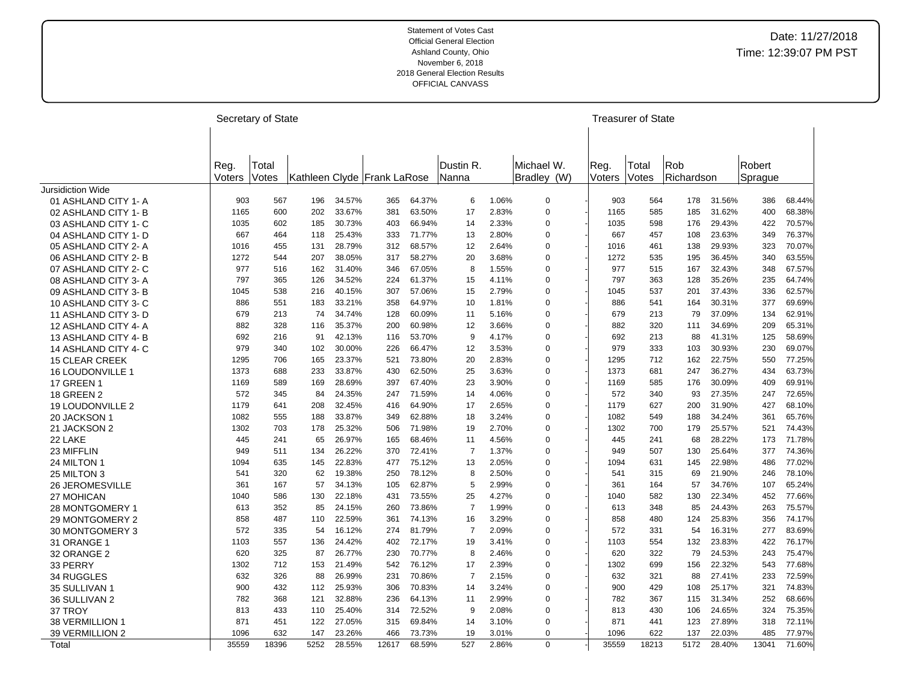Statement of Votes Cast
Official General Election
Ashland County, Ohio
November 6, 2018
2018 General Election Results
OFFICIAL CANVASS

Date: 11/27/2018
Time: 12:39:07 PM PST

| | Secretary of State | | | | | | | | | | Treasurer of State | | | | | |
|---|---|---|---|---|---|---|---|---|---|---|---|---|---|---|---|---|
| | Reg. Voters | Total Votes | Kathleen Clyde | | Frank LaRose | | Dustin R. Nanna | | Michael W. Bradley (W) | | Reg. Voters | Total Votes | Rob Richardson | | Robert Sprague | |
| Jursidiction Wide | | | | | | | | | | | | | | | | |
| 01 ASHLAND CITY 1- A | 903 | 567 | 196 | 34.57% | 365 | 64.37% | 6 | 1.06% | 0 | - | 903 | 564 | 178 | 31.56% | 386 | 68.44% |
| 02 ASHLAND CITY 1- B | 1165 | 600 | 202 | 33.67% | 381 | 63.50% | 17 | 2.83% | 0 | - | 1165 | 585 | 185 | 31.62% | 400 | 68.38% |
| 03 ASHLAND CITY 1- C | 1035 | 602 | 185 | 30.73% | 403 | 66.94% | 14 | 2.33% | 0 | - | 1035 | 598 | 176 | 29.43% | 422 | 70.57% |
| 04 ASHLAND CITY 1- D | 667 | 464 | 118 | 25.43% | 333 | 71.77% | 13 | 2.80% | 0 | - | 667 | 457 | 108 | 23.63% | 349 | 76.37% |
| 05 ASHLAND CITY 2- A | 1016 | 455 | 131 | 28.79% | 312 | 68.57% | 12 | 2.64% | 0 | - | 1016 | 461 | 138 | 29.93% | 323 | 70.07% |
| 06 ASHLAND CITY 2- B | 1272 | 544 | 207 | 38.05% | 317 | 58.27% | 20 | 3.68% | 0 | - | 1272 | 535 | 195 | 36.45% | 340 | 63.55% |
| 07 ASHLAND CITY 2- C | 977 | 516 | 162 | 31.40% | 346 | 67.05% | 8 | 1.55% | 0 | - | 977 | 515 | 167 | 32.43% | 348 | 67.57% |
| 08 ASHLAND CITY 3- A | 797 | 365 | 126 | 34.52% | 224 | 61.37% | 15 | 4.11% | 0 | - | 797 | 363 | 128 | 35.26% | 235 | 64.74% |
| 09 ASHLAND CITY 3- B | 1045 | 538 | 216 | 40.15% | 307 | 57.06% | 15 | 2.79% | 0 | - | 1045 | 537 | 201 | 37.43% | 336 | 62.57% |
| 10 ASHLAND CITY 3- C | 886 | 551 | 183 | 33.21% | 358 | 64.97% | 10 | 1.81% | 0 | - | 886 | 541 | 164 | 30.31% | 377 | 69.69% |
| 11 ASHLAND CITY 3- D | 679 | 213 | 74 | 34.74% | 128 | 60.09% | 11 | 5.16% | 0 | - | 679 | 213 | 79 | 37.09% | 134 | 62.91% |
| 12 ASHLAND CITY 4- A | 882 | 328 | 116 | 35.37% | 200 | 60.98% | 12 | 3.66% | 0 | - | 882 | 320 | 111 | 34.69% | 209 | 65.31% |
| 13 ASHLAND CITY 4- B | 692 | 216 | 91 | 42.13% | 116 | 53.70% | 9 | 4.17% | 0 | - | 692 | 213 | 88 | 41.31% | 125 | 58.69% |
| 14 ASHLAND CITY 4- C | 979 | 340 | 102 | 30.00% | 226 | 66.47% | 12 | 3.53% | 0 | - | 979 | 333 | 103 | 30.93% | 230 | 69.07% |
| 15 CLEAR CREEK | 1295 | 706 | 165 | 23.37% | 521 | 73.80% | 20 | 2.83% | 0 | - | 1295 | 712 | 162 | 22.75% | 550 | 77.25% |
| 16 LOUDONVILLE 1 | 1373 | 688 | 233 | 33.87% | 430 | 62.50% | 25 | 3.63% | 0 | - | 1373 | 681 | 247 | 36.27% | 434 | 63.73% |
| 17 GREEN 1 | 1169 | 589 | 169 | 28.69% | 397 | 67.40% | 23 | 3.90% | 0 | - | 1169 | 585 | 176 | 30.09% | 409 | 69.91% |
| 18 GREEN 2 | 572 | 345 | 84 | 24.35% | 247 | 71.59% | 14 | 4.06% | 0 | - | 572 | 340 | 93 | 27.35% | 247 | 72.65% |
| 19 LOUDONVILLE 2 | 1179 | 641 | 208 | 32.45% | 416 | 64.90% | 17 | 2.65% | 0 | - | 1179 | 627 | 200 | 31.90% | 427 | 68.10% |
| 20 JACKSON 1 | 1082 | 555 | 188 | 33.87% | 349 | 62.88% | 18 | 3.24% | 0 | - | 1082 | 549 | 188 | 34.24% | 361 | 65.76% |
| 21 JACKSON 2 | 1302 | 703 | 178 | 25.32% | 506 | 71.98% | 19 | 2.70% | 0 | - | 1302 | 700 | 179 | 25.57% | 521 | 74.43% |
| 22 LAKE | 445 | 241 | 65 | 26.97% | 165 | 68.46% | 11 | 4.56% | 0 | - | 445 | 241 | 68 | 28.22% | 173 | 71.78% |
| 23 MIFFLIN | 949 | 511 | 134 | 26.22% | 370 | 72.41% | 7 | 1.37% | 0 | - | 949 | 507 | 130 | 25.64% | 377 | 74.36% |
| 24 MILTON 1 | 1094 | 635 | 145 | 22.83% | 477 | 75.12% | 13 | 2.05% | 0 | - | 1094 | 631 | 145 | 22.98% | 486 | 77.02% |
| 25 MILTON 3 | 541 | 320 | 62 | 19.38% | 250 | 78.12% | 8 | 2.50% | 0 | - | 541 | 315 | 69 | 21.90% | 246 | 78.10% |
| 26 JEROMESVILLE | 361 | 167 | 57 | 34.13% | 105 | 62.87% | 5 | 2.99% | 0 | - | 361 | 164 | 57 | 34.76% | 107 | 65.24% |
| 27 MOHICAN | 1040 | 586 | 130 | 22.18% | 431 | 73.55% | 25 | 4.27% | 0 | - | 1040 | 582 | 130 | 22.34% | 452 | 77.66% |
| 28 MONTGOMERY 1 | 613 | 352 | 85 | 24.15% | 260 | 73.86% | 7 | 1.99% | 0 | - | 613 | 348 | 85 | 24.43% | 263 | 75.57% |
| 29 MONTGOMERY 2 | 858 | 487 | 110 | 22.59% | 361 | 74.13% | 16 | 3.29% | 0 | - | 858 | 480 | 124 | 25.83% | 356 | 74.17% |
| 30 MONTGOMERY 3 | 572 | 335 | 54 | 16.12% | 274 | 81.79% | 7 | 2.09% | 0 | - | 572 | 331 | 54 | 16.31% | 277 | 83.69% |
| 31 ORANGE 1 | 1103 | 557 | 136 | 24.42% | 402 | 72.17% | 19 | 3.41% | 0 | - | 1103 | 554 | 132 | 23.83% | 422 | 76.17% |
| 32 ORANGE 2 | 620 | 325 | 87 | 26.77% | 230 | 70.77% | 8 | 2.46% | 0 | - | 620 | 322 | 79 | 24.53% | 243 | 75.47% |
| 33 PERRY | 1302 | 712 | 153 | 21.49% | 542 | 76.12% | 17 | 2.39% | 0 | - | 1302 | 699 | 156 | 22.32% | 543 | 77.68% |
| 34 RUGGLES | 632 | 326 | 88 | 26.99% | 231 | 70.86% | 7 | 2.15% | 0 | - | 632 | 321 | 88 | 27.41% | 233 | 72.59% |
| 35 SULLIVAN 1 | 900 | 432 | 112 | 25.93% | 306 | 70.83% | 14 | 3.24% | 0 | - | 900 | 429 | 108 | 25.17% | 321 | 74.83% |
| 36 SULLIVAN 2 | 782 | 368 | 121 | 32.88% | 236 | 64.13% | 11 | 2.99% | 0 | - | 782 | 367 | 115 | 31.34% | 252 | 68.66% |
| 37 TROY | 813 | 433 | 110 | 25.40% | 314 | 72.52% | 9 | 2.08% | 0 | - | 813 | 430 | 106 | 24.65% | 324 | 75.35% |
| 38 VERMILLION 1 | 871 | 451 | 122 | 27.05% | 315 | 69.84% | 14 | 3.10% | 0 | - | 871 | 441 | 123 | 27.89% | 318 | 72.11% |
| 39 VERMILLION 2 | 1096 | 632 | 147 | 23.26% | 466 | 73.73% | 19 | 3.01% | 0 | - | 1096 | 622 | 137 | 22.03% | 485 | 77.97% |
| Total | 35559 | 18396 | 5252 | 28.55% | 12617 | 68.59% | 527 | 2.86% | 0 | - | 35559 | 18213 | 5172 | 28.40% | 13041 | 71.60% |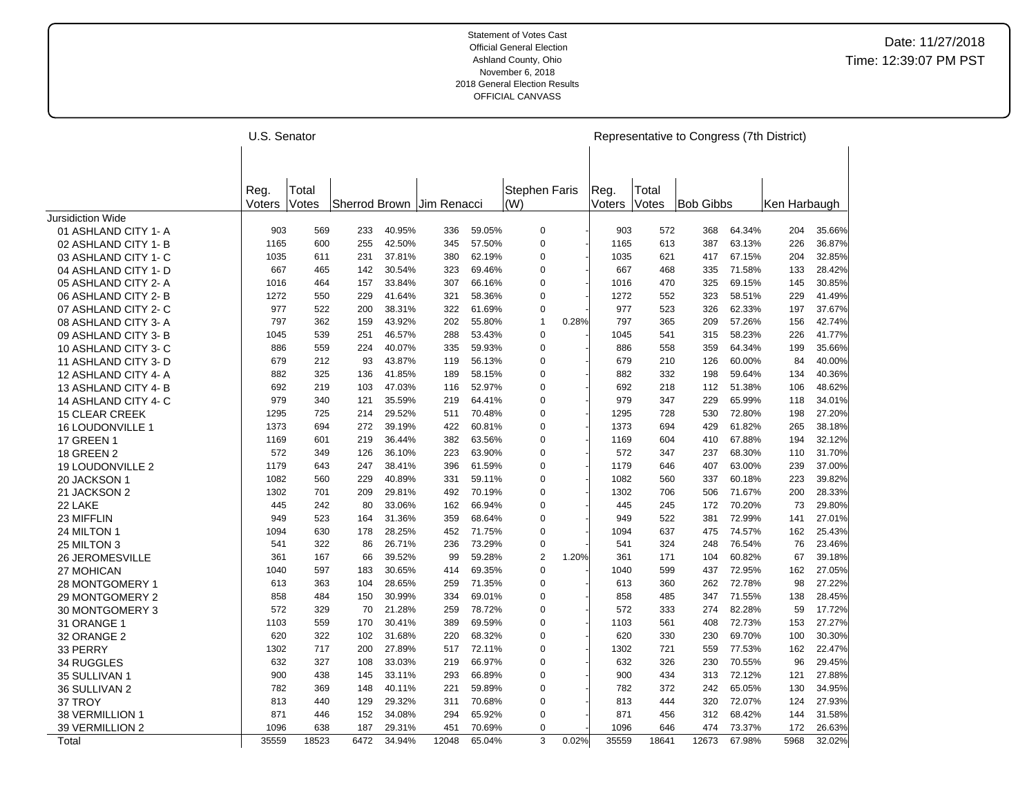Statement of Votes Cast
Official General Election
Ashland County, Ohio
November 6, 2018
2018 General Election Results
OFFICIAL CANVASS

Date: 11/27/2018
Time: 12:39:07 PM PST

| | U.S. Senator | | | | | | | | Representative to Congress (7th District) | | | | | |
|---|---|---|---|---|---|---|---|---|---|---|---|---|---|---|
| | Reg. Voters | Total Votes | Sherrod Brown | | Jim Renacci | | Stephen Faris (W) | | Reg. Voters | Total Votes | Bob Gibbs | | Ken Harbaugh | |
| Jursidiction Wide | | | | | | | | | | | | | | |
| 01 ASHLAND CITY 1- A | 903 | 569 | 233 | 40.95% | 336 | 59.05% | 0 | - | 903 | 572 | 368 | 64.34% | 204 | 35.66% |
| 02 ASHLAND CITY 1- B | 1165 | 600 | 255 | 42.50% | 345 | 57.50% | 0 | - | 1165 | 613 | 387 | 63.13% | 226 | 36.87% |
| 03 ASHLAND CITY 1- C | 1035 | 611 | 231 | 37.81% | 380 | 62.19% | 0 | - | 1035 | 621 | 417 | 67.15% | 204 | 32.85% |
| 04 ASHLAND CITY 1- D | 667 | 465 | 142 | 30.54% | 323 | 69.46% | 0 | - | 667 | 468 | 335 | 71.58% | 133 | 28.42% |
| 05 ASHLAND CITY 2- A | 1016 | 464 | 157 | 33.84% | 307 | 66.16% | 0 | - | 1016 | 470 | 325 | 69.15% | 145 | 30.85% |
| 06 ASHLAND CITY 2- B | 1272 | 550 | 229 | 41.64% | 321 | 58.36% | 0 | - | 1272 | 552 | 323 | 58.51% | 229 | 41.49% |
| 07 ASHLAND CITY 2- C | 977 | 522 | 200 | 38.31% | 322 | 61.69% | 0 | - | 977 | 523 | 326 | 62.33% | 197 | 37.67% |
| 08 ASHLAND CITY 3- A | 797 | 362 | 159 | 43.92% | 202 | 55.80% | 1 | 0.28% | 797 | 365 | 209 | 57.26% | 156 | 42.74% |
| 09 ASHLAND CITY 3- B | 1045 | 539 | 251 | 46.57% | 288 | 53.43% | 0 | - | 1045 | 541 | 315 | 58.23% | 226 | 41.77% |
| 10 ASHLAND CITY 3- C | 886 | 559 | 224 | 40.07% | 335 | 59.93% | 0 | - | 886 | 558 | 359 | 64.34% | 199 | 35.66% |
| 11 ASHLAND CITY 3- D | 679 | 212 | 93 | 43.87% | 119 | 56.13% | 0 | - | 679 | 210 | 126 | 60.00% | 84 | 40.00% |
| 12 ASHLAND CITY 4- A | 882 | 325 | 136 | 41.85% | 189 | 58.15% | 0 | - | 882 | 332 | 198 | 59.64% | 134 | 40.36% |
| 13 ASHLAND CITY 4- B | 692 | 219 | 103 | 47.03% | 116 | 52.97% | 0 | - | 692 | 218 | 112 | 51.38% | 106 | 48.62% |
| 14 ASHLAND CITY 4- C | 979 | 340 | 121 | 35.59% | 219 | 64.41% | 0 | - | 979 | 347 | 229 | 65.99% | 118 | 34.01% |
| 15 CLEAR CREEK | 1295 | 725 | 214 | 29.52% | 511 | 70.48% | 0 | - | 1295 | 728 | 530 | 72.80% | 198 | 27.20% |
| 16 LOUDONVILLE 1 | 1373 | 694 | 272 | 39.19% | 422 | 60.81% | 0 | - | 1373 | 694 | 429 | 61.82% | 265 | 38.18% |
| 17 GREEN 1 | 1169 | 601 | 219 | 36.44% | 382 | 63.56% | 0 | - | 1169 | 604 | 410 | 67.88% | 194 | 32.12% |
| 18 GREEN 2 | 572 | 349 | 126 | 36.10% | 223 | 63.90% | 0 | - | 572 | 347 | 237 | 68.30% | 110 | 31.70% |
| 19 LOUDONVILLE 2 | 1179 | 643 | 247 | 38.41% | 396 | 61.59% | 0 | - | 1179 | 646 | 407 | 63.00% | 239 | 37.00% |
| 20 JACKSON 1 | 1082 | 560 | 229 | 40.89% | 331 | 59.11% | 0 | - | 1082 | 560 | 337 | 60.18% | 223 | 39.82% |
| 21 JACKSON 2 | 1302 | 701 | 209 | 29.81% | 492 | 70.19% | 0 | - | 1302 | 706 | 506 | 71.67% | 200 | 28.33% |
| 22 LAKE | 445 | 242 | 80 | 33.06% | 162 | 66.94% | 0 | - | 445 | 245 | 172 | 70.20% | 73 | 29.80% |
| 23 MIFFLIN | 949 | 523 | 164 | 31.36% | 359 | 68.64% | 0 | - | 949 | 522 | 381 | 72.99% | 141 | 27.01% |
| 24 MILTON 1 | 1094 | 630 | 178 | 28.25% | 452 | 71.75% | 0 | - | 1094 | 637 | 475 | 74.57% | 162 | 25.43% |
| 25 MILTON 3 | 541 | 322 | 86 | 26.71% | 236 | 73.29% | 0 | - | 541 | 324 | 248 | 76.54% | 76 | 23.46% |
| 26 JEROMESVILLE | 361 | 167 | 66 | 39.52% | 99 | 59.28% | 2 | 1.20% | 361 | 171 | 104 | 60.82% | 67 | 39.18% |
| 27 MOHICAN | 1040 | 597 | 183 | 30.65% | 414 | 69.35% | 0 | - | 1040 | 599 | 437 | 72.95% | 162 | 27.05% |
| 28 MONTGOMERY 1 | 613 | 363 | 104 | 28.65% | 259 | 71.35% | 0 | - | 613 | 360 | 262 | 72.78% | 98 | 27.22% |
| 29 MONTGOMERY 2 | 858 | 484 | 150 | 30.99% | 334 | 69.01% | 0 | - | 858 | 485 | 347 | 71.55% | 138 | 28.45% |
| 30 MONTGOMERY 3 | 572 | 329 | 70 | 21.28% | 259 | 78.72% | 0 | - | 572 | 333 | 274 | 82.28% | 59 | 17.72% |
| 31 ORANGE 1 | 1103 | 559 | 170 | 30.41% | 389 | 69.59% | 0 | - | 1103 | 561 | 408 | 72.73% | 153 | 27.27% |
| 32 ORANGE 2 | 620 | 322 | 102 | 31.68% | 220 | 68.32% | 0 | - | 620 | 330 | 230 | 69.70% | 100 | 30.30% |
| 33 PERRY | 1302 | 717 | 200 | 27.89% | 517 | 72.11% | 0 | - | 1302 | 721 | 559 | 77.53% | 162 | 22.47% |
| 34 RUGGLES | 632 | 327 | 108 | 33.03% | 219 | 66.97% | 0 | - | 632 | 326 | 230 | 70.55% | 96 | 29.45% |
| 35 SULLIVAN 1 | 900 | 438 | 145 | 33.11% | 293 | 66.89% | 0 | - | 900 | 434 | 313 | 72.12% | 121 | 27.88% |
| 36 SULLIVAN 2 | 782 | 369 | 148 | 40.11% | 221 | 59.89% | 0 | - | 782 | 372 | 242 | 65.05% | 130 | 34.95% |
| 37 TROY | 813 | 440 | 129 | 29.32% | 311 | 70.68% | 0 | - | 813 | 444 | 320 | 72.07% | 124 | 27.93% |
| 38 VERMILLION 1 | 871 | 446 | 152 | 34.08% | 294 | 65.92% | 0 | - | 871 | 456 | 312 | 68.42% | 144 | 31.58% |
| 39 VERMILLION 2 | 1096 | 638 | 187 | 29.31% | 451 | 70.69% | 0 | - | 1096 | 646 | 474 | 73.37% | 172 | 26.63% |
| Total | 35559 | 18523 | 6472 | 34.94% | 12048 | 65.04% | 3 | 0.02% | 35559 | 18641 | 12673 | 67.98% | 5968 | 32.02% |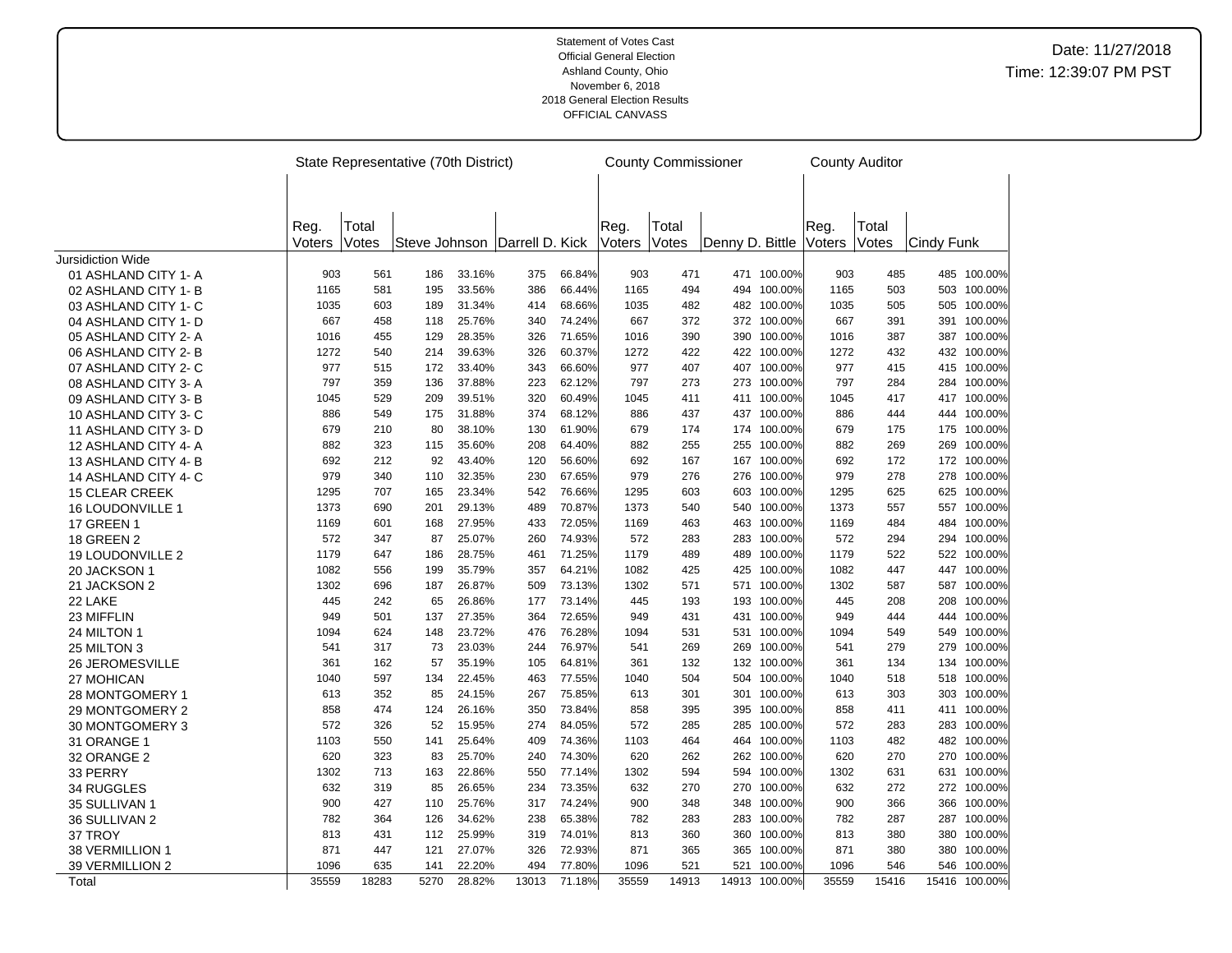Statement of Votes Cast
Official General Election
Ashland County, Ohio
November 6, 2018
2018 General Election Results
OFFICIAL CANVASS

Date: 11/27/2018
Time: 12:39:07 PM PST

| | State Representative (70th District) | | | | | | County Commissioner | | | | County Auditor | | | |
|---|---|---|---|---|---|---|---|---|---|---|---|---|---|---|
| | Reg. Voters | Total Votes | Steve Johnson | | Darrell D. Kick | | Reg. Voters | Total Votes | Denny D. Bittle | | Reg. Voters | Total Votes | Cindy Funk | |
| Jursidiction Wide | | | | | | | | | | | | | | |
| 01 ASHLAND CITY 1- A | 903 | 561 | 186 | 33.16% | 375 | 66.84% | 903 | 471 | 471 | 100.00% | 903 | 485 | 485 | 100.00% |
| 02 ASHLAND CITY 1- B | 1165 | 581 | 195 | 33.56% | 386 | 66.44% | 1165 | 494 | 494 | 100.00% | 1165 | 503 | 503 | 100.00% |
| 03 ASHLAND CITY 1- C | 1035 | 603 | 189 | 31.34% | 414 | 68.66% | 1035 | 482 | 482 | 100.00% | 1035 | 505 | 505 | 100.00% |
| 04 ASHLAND CITY 1- D | 667 | 458 | 118 | 25.76% | 340 | 74.24% | 667 | 372 | 372 | 100.00% | 667 | 391 | 391 | 100.00% |
| 05 ASHLAND CITY 2- A | 1016 | 455 | 129 | 28.35% | 326 | 71.65% | 1016 | 390 | 390 | 100.00% | 1016 | 387 | 387 | 100.00% |
| 06 ASHLAND CITY 2- B | 1272 | 540 | 214 | 39.63% | 326 | 60.37% | 1272 | 422 | 422 | 100.00% | 1272 | 432 | 432 | 100.00% |
| 07 ASHLAND CITY 2- C | 977 | 515 | 172 | 33.40% | 343 | 66.60% | 977 | 407 | 407 | 100.00% | 977 | 415 | 415 | 100.00% |
| 08 ASHLAND CITY 3- A | 797 | 359 | 136 | 37.88% | 223 | 62.12% | 797 | 273 | 273 | 100.00% | 797 | 284 | 284 | 100.00% |
| 09 ASHLAND CITY 3- B | 1045 | 529 | 209 | 39.51% | 320 | 60.49% | 1045 | 411 | 411 | 100.00% | 1045 | 417 | 417 | 100.00% |
| 10 ASHLAND CITY 3- C | 886 | 549 | 175 | 31.88% | 374 | 68.12% | 886 | 437 | 437 | 100.00% | 886 | 444 | 444 | 100.00% |
| 11 ASHLAND CITY 3- D | 679 | 210 | 80 | 38.10% | 130 | 61.90% | 679 | 174 | 174 | 100.00% | 679 | 175 | 175 | 100.00% |
| 12 ASHLAND CITY 4- A | 882 | 323 | 115 | 35.60% | 208 | 64.40% | 882 | 255 | 255 | 100.00% | 882 | 269 | 269 | 100.00% |
| 13 ASHLAND CITY 4- B | 692 | 212 | 92 | 43.40% | 120 | 56.60% | 692 | 167 | 167 | 100.00% | 692 | 172 | 172 | 100.00% |
| 14 ASHLAND CITY 4- C | 979 | 340 | 110 | 32.35% | 230 | 67.65% | 979 | 276 | 276 | 100.00% | 979 | 278 | 278 | 100.00% |
| 15 CLEAR CREEK | 1295 | 707 | 165 | 23.34% | 542 | 76.66% | 1295 | 603 | 603 | 100.00% | 1295 | 625 | 625 | 100.00% |
| 16 LOUDONVILLE 1 | 1373 | 690 | 201 | 29.13% | 489 | 70.87% | 1373 | 540 | 540 | 100.00% | 1373 | 557 | 557 | 100.00% |
| 17 GREEN 1 | 1169 | 601 | 168 | 27.95% | 433 | 72.05% | 1169 | 463 | 463 | 100.00% | 1169 | 484 | 484 | 100.00% |
| 18 GREEN 2 | 572 | 347 | 87 | 25.07% | 260 | 74.93% | 572 | 283 | 283 | 100.00% | 572 | 294 | 294 | 100.00% |
| 19 LOUDONVILLE 2 | 1179 | 647 | 186 | 28.75% | 461 | 71.25% | 1179 | 489 | 489 | 100.00% | 1179 | 522 | 522 | 100.00% |
| 20 JACKSON 1 | 1082 | 556 | 199 | 35.79% | 357 | 64.21% | 1082 | 425 | 425 | 100.00% | 1082 | 447 | 447 | 100.00% |
| 21 JACKSON 2 | 1302 | 696 | 187 | 26.87% | 509 | 73.13% | 1302 | 571 | 571 | 100.00% | 1302 | 587 | 587 | 100.00% |
| 22 LAKE | 445 | 242 | 65 | 26.86% | 177 | 73.14% | 445 | 193 | 193 | 100.00% | 445 | 208 | 208 | 100.00% |
| 23 MIFFLIN | 949 | 501 | 137 | 27.35% | 364 | 72.65% | 949 | 431 | 431 | 100.00% | 949 | 444 | 444 | 100.00% |
| 24 MILTON 1 | 1094 | 624 | 148 | 23.72% | 476 | 76.28% | 1094 | 531 | 531 | 100.00% | 1094 | 549 | 549 | 100.00% |
| 25 MILTON 3 | 541 | 317 | 73 | 23.03% | 244 | 76.97% | 541 | 269 | 269 | 100.00% | 541 | 279 | 279 | 100.00% |
| 26 JEROMESVILLE | 361 | 162 | 57 | 35.19% | 105 | 64.81% | 361 | 132 | 132 | 100.00% | 361 | 134 | 134 | 100.00% |
| 27 MOHICAN | 1040 | 597 | 134 | 22.45% | 463 | 77.55% | 1040 | 504 | 504 | 100.00% | 1040 | 518 | 518 | 100.00% |
| 28 MONTGOMERY 1 | 613 | 352 | 85 | 24.15% | 267 | 75.85% | 613 | 301 | 301 | 100.00% | 613 | 303 | 303 | 100.00% |
| 29 MONTGOMERY 2 | 858 | 474 | 124 | 26.16% | 350 | 73.84% | 858 | 395 | 395 | 100.00% | 858 | 411 | 411 | 100.00% |
| 30 MONTGOMERY 3 | 572 | 326 | 52 | 15.95% | 274 | 84.05% | 572 | 285 | 285 | 100.00% | 572 | 283 | 283 | 100.00% |
| 31 ORANGE 1 | 1103 | 550 | 141 | 25.64% | 409 | 74.36% | 1103 | 464 | 464 | 100.00% | 1103 | 482 | 482 | 100.00% |
| 32 ORANGE 2 | 620 | 323 | 83 | 25.70% | 240 | 74.30% | 620 | 262 | 262 | 100.00% | 620 | 270 | 270 | 100.00% |
| 33 PERRY | 1302 | 713 | 163 | 22.86% | 550 | 77.14% | 1302 | 594 | 594 | 100.00% | 1302 | 631 | 631 | 100.00% |
| 34 RUGGLES | 632 | 319 | 85 | 26.65% | 234 | 73.35% | 632 | 270 | 270 | 100.00% | 632 | 272 | 272 | 100.00% |
| 35 SULLIVAN 1 | 900 | 427 | 110 | 25.76% | 317 | 74.24% | 900 | 348 | 348 | 100.00% | 900 | 366 | 366 | 100.00% |
| 36 SULLIVAN 2 | 782 | 364 | 126 | 34.62% | 238 | 65.38% | 782 | 283 | 283 | 100.00% | 782 | 287 | 287 | 100.00% |
| 37 TROY | 813 | 431 | 112 | 25.99% | 319 | 74.01% | 813 | 360 | 360 | 100.00% | 813 | 380 | 380 | 100.00% |
| 38 VERMILLION 1 | 871 | 447 | 121 | 27.07% | 326 | 72.93% | 871 | 365 | 365 | 100.00% | 871 | 380 | 380 | 100.00% |
| 39 VERMILLION 2 | 1096 | 635 | 141 | 22.20% | 494 | 77.80% | 1096 | 521 | 521 | 100.00% | 1096 | 546 | 546 | 100.00% |
| Total | 35559 | 18283 | 5270 | 28.82% | 13013 | 71.18% | 35559 | 14913 | 14913 | 100.00% | 35559 | 15416 | 15416 | 100.00% |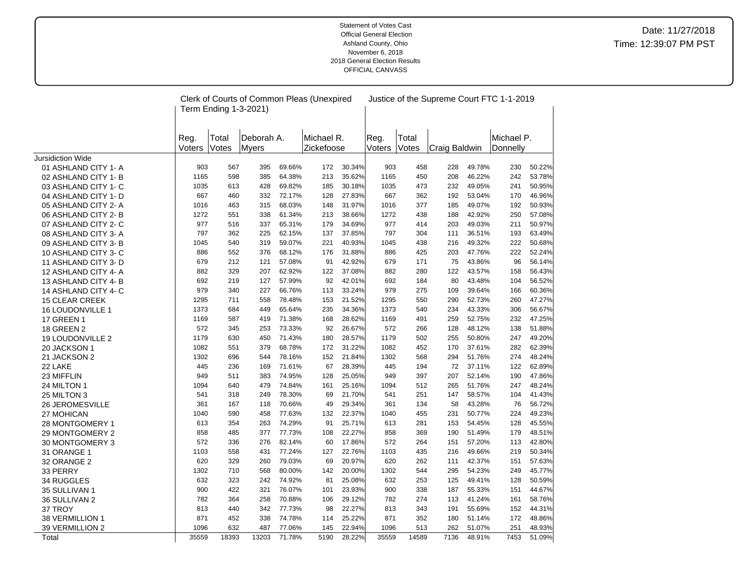Statement of Votes Cast
Official General Election
Ashland County, Ohio
November 6, 2018
2018 General Election Results
OFFICIAL CANVASS

Date: 11/27/2018
Time: 12:39:07 PM PST

| | Clerk of Courts of Common Pleas (Unexpired Term Ending 1-3-2021) | | | | | | Justice of the Supreme Court FTC 1-1-2019 | | | | | |
|---|---|---|---|---|---|---|---|---|---|---|---|---|
| | Reg. Voters | Total Votes | Deborah A. Myers | | Michael R. Zickefoose | | Reg. Voters | Total Votes | Craig Baldwin | | Michael P. Donnelly | |
| Jursidiction Wide | | | | | | | | | | | | |
| 01 ASHLAND CITY 1- A | 903 | 567 | 395 | 69.66% | 172 | 30.34% | 903 | 458 | 228 | 49.78% | 230 | 50.22% |
| 02 ASHLAND CITY 1- B | 1165 | 598 | 385 | 64.38% | 213 | 35.62% | 1165 | 450 | 208 | 46.22% | 242 | 53.78% |
| 03 ASHLAND CITY 1- C | 1035 | 613 | 428 | 69.82% | 185 | 30.18% | 1035 | 473 | 232 | 49.05% | 241 | 50.95% |
| 04 ASHLAND CITY 1- D | 667 | 460 | 332 | 72.17% | 128 | 27.83% | 667 | 362 | 192 | 53.04% | 170 | 46.96% |
| 05 ASHLAND CITY 2- A | 1016 | 463 | 315 | 68.03% | 148 | 31.97% | 1016 | 377 | 185 | 49.07% | 192 | 50.93% |
| 06 ASHLAND CITY 2- B | 1272 | 551 | 338 | 61.34% | 213 | 38.66% | 1272 | 438 | 188 | 42.92% | 250 | 57.08% |
| 07 ASHLAND CITY 2- C | 977 | 516 | 337 | 65.31% | 179 | 34.69% | 977 | 414 | 203 | 49.03% | 211 | 50.97% |
| 08 ASHLAND CITY 3- A | 797 | 362 | 225 | 62.15% | 137 | 37.85% | 797 | 304 | 111 | 36.51% | 193 | 63.49% |
| 09 ASHLAND CITY 3- B | 1045 | 540 | 319 | 59.07% | 221 | 40.93% | 1045 | 438 | 216 | 49.32% | 222 | 50.68% |
| 10 ASHLAND CITY 3- C | 886 | 552 | 376 | 68.12% | 176 | 31.88% | 886 | 425 | 203 | 47.76% | 222 | 52.24% |
| 11 ASHLAND CITY 3- D | 679 | 212 | 121 | 57.08% | 91 | 42.92% | 679 | 171 | 75 | 43.86% | 96 | 56.14% |
| 12 ASHLAND CITY 4- A | 882 | 329 | 207 | 62.92% | 122 | 37.08% | 882 | 280 | 122 | 43.57% | 158 | 56.43% |
| 13 ASHLAND CITY 4- B | 692 | 219 | 127 | 57.99% | 92 | 42.01% | 692 | 184 | 80 | 43.48% | 104 | 56.52% |
| 14 ASHLAND CITY 4- C | 979 | 340 | 227 | 66.76% | 113 | 33.24% | 979 | 275 | 109 | 39.64% | 166 | 60.36% |
| 15 CLEAR CREEK | 1295 | 711 | 558 | 78.48% | 153 | 21.52% | 1295 | 550 | 290 | 52.73% | 260 | 47.27% |
| 16 LOUDONVILLE 1 | 1373 | 684 | 449 | 65.64% | 235 | 34.36% | 1373 | 540 | 234 | 43.33% | 306 | 56.67% |
| 17 GREEN 1 | 1169 | 587 | 419 | 71.38% | 168 | 28.62% | 1169 | 491 | 259 | 52.75% | 232 | 47.25% |
| 18 GREEN 2 | 572 | 345 | 253 | 73.33% | 92 | 26.67% | 572 | 266 | 128 | 48.12% | 138 | 51.88% |
| 19 LOUDONVILLE 2 | 1179 | 630 | 450 | 71.43% | 180 | 28.57% | 1179 | 502 | 255 | 50.80% | 247 | 49.20% |
| 20 JACKSON 1 | 1082 | 551 | 379 | 68.78% | 172 | 31.22% | 1082 | 452 | 170 | 37.61% | 282 | 62.39% |
| 21 JACKSON 2 | 1302 | 696 | 544 | 78.16% | 152 | 21.84% | 1302 | 568 | 294 | 51.76% | 274 | 48.24% |
| 22 LAKE | 445 | 236 | 169 | 71.61% | 67 | 28.39% | 445 | 194 | 72 | 37.11% | 122 | 62.89% |
| 23 MIFFLIN | 949 | 511 | 383 | 74.95% | 128 | 25.05% | 949 | 397 | 207 | 52.14% | 190 | 47.86% |
| 24 MILTON 1 | 1094 | 640 | 479 | 74.84% | 161 | 25.16% | 1094 | 512 | 265 | 51.76% | 247 | 48.24% |
| 25 MILTON 3 | 541 | 318 | 249 | 78.30% | 69 | 21.70% | 541 | 251 | 147 | 58.57% | 104 | 41.43% |
| 26 JEROMESVILLE | 361 | 167 | 118 | 70.66% | 49 | 29.34% | 361 | 134 | 58 | 43.28% | 76 | 56.72% |
| 27 MOHICAN | 1040 | 590 | 458 | 77.63% | 132 | 22.37% | 1040 | 455 | 231 | 50.77% | 224 | 49.23% |
| 28 MONTGOMERY 1 | 613 | 354 | 263 | 74.29% | 91 | 25.71% | 613 | 281 | 153 | 54.45% | 128 | 45.55% |
| 29 MONTGOMERY 2 | 858 | 485 | 377 | 77.73% | 108 | 22.27% | 858 | 369 | 190 | 51.49% | 179 | 48.51% |
| 30 MONTGOMERY 3 | 572 | 336 | 276 | 82.14% | 60 | 17.86% | 572 | 264 | 151 | 57.20% | 113 | 42.80% |
| 31 ORANGE 1 | 1103 | 558 | 431 | 77.24% | 127 | 22.76% | 1103 | 435 | 216 | 49.66% | 219 | 50.34% |
| 32 ORANGE 2 | 620 | 329 | 260 | 79.03% | 69 | 20.97% | 620 | 262 | 111 | 42.37% | 151 | 57.63% |
| 33 PERRY | 1302 | 710 | 568 | 80.00% | 142 | 20.00% | 1302 | 544 | 295 | 54.23% | 249 | 45.77% |
| 34 RUGGLES | 632 | 323 | 242 | 74.92% | 81 | 25.08% | 632 | 253 | 125 | 49.41% | 128 | 50.59% |
| 35 SULLIVAN 1 | 900 | 422 | 321 | 76.07% | 101 | 23.93% | 900 | 338 | 187 | 55.33% | 151 | 44.67% |
| 36 SULLIVAN 2 | 782 | 364 | 258 | 70.88% | 106 | 29.12% | 782 | 274 | 113 | 41.24% | 161 | 58.76% |
| 37 TROY | 813 | 440 | 342 | 77.73% | 98 | 22.27% | 813 | 343 | 191 | 55.69% | 152 | 44.31% |
| 38 VERMILLION 1 | 871 | 452 | 338 | 74.78% | 114 | 25.22% | 871 | 352 | 180 | 51.14% | 172 | 48.86% |
| 39 VERMILLION 2 | 1096 | 632 | 487 | 77.06% | 145 | 22.94% | 1096 | 513 | 262 | 51.07% | 251 | 48.93% |
| Total | 35559 | 18393 | 13203 | 71.78% | 5190 | 28.22% | 35559 | 14589 | 7136 | 48.91% | 7453 | 51.09% |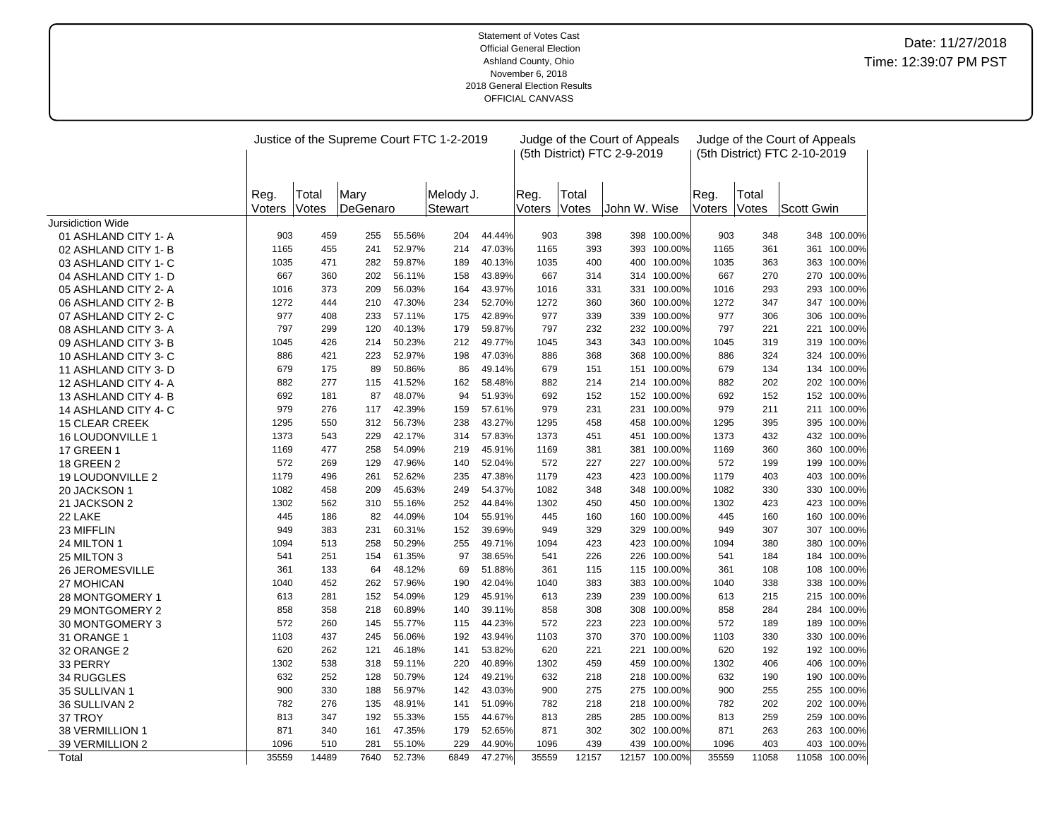Statement of Votes Cast
Official General Election
Ashland County, Ohio
November 6, 2018
2018 General Election Results
OFFICIAL CANVASS

Date: 11/27/2018
Time: 12:39:07 PM PST

| | Justice of the Supreme Court FTC 1-2-2019 | | | | | | Judge of the Court of Appeals (5th District) FTC 2-9-2019 | | | | Judge of the Court of Appeals (5th District) FTC 2-10-2019 | | | |
|---|---|---|---|---|---|---|---|---|---|---|---|---|---|---|
| | Reg. Voters | Total Votes | Mary DeGenaro | | Melody J. Stewart | | Reg. Voters | Total Votes | John W. Wise | | Reg. Voters | Total Votes | Scott Gwin | |
| Jursidiction Wide | | | | | | | | | | | | | | |
| 01 ASHLAND CITY 1- A | 903 | 459 | 255 | 55.56% | 204 | 44.44% | 903 | 398 | 398 | 100.00% | 903 | 348 | 348 | 100.00% |
| 02 ASHLAND CITY 1- B | 1165 | 455 | 241 | 52.97% | 214 | 47.03% | 1165 | 393 | 393 | 100.00% | 1165 | 361 | 361 | 100.00% |
| 03 ASHLAND CITY 1- C | 1035 | 471 | 282 | 59.87% | 189 | 40.13% | 1035 | 400 | 400 | 100.00% | 1035 | 363 | 363 | 100.00% |
| 04 ASHLAND CITY 1- D | 667 | 360 | 202 | 56.11% | 158 | 43.89% | 667 | 314 | 314 | 100.00% | 667 | 270 | 270 | 100.00% |
| 05 ASHLAND CITY 2- A | 1016 | 373 | 209 | 56.03% | 164 | 43.97% | 1016 | 331 | 331 | 100.00% | 1016 | 293 | 293 | 100.00% |
| 06 ASHLAND CITY 2- B | 1272 | 444 | 210 | 47.30% | 234 | 52.70% | 1272 | 360 | 360 | 100.00% | 1272 | 347 | 347 | 100.00% |
| 07 ASHLAND CITY 2- C | 977 | 408 | 233 | 57.11% | 175 | 42.89% | 977 | 339 | 339 | 100.00% | 977 | 306 | 306 | 100.00% |
| 08 ASHLAND CITY 3- A | 797 | 299 | 120 | 40.13% | 179 | 59.87% | 797 | 232 | 232 | 100.00% | 797 | 221 | 221 | 100.00% |
| 09 ASHLAND CITY 3- B | 1045 | 426 | 214 | 50.23% | 212 | 49.77% | 1045 | 343 | 343 | 100.00% | 1045 | 319 | 319 | 100.00% |
| 10 ASHLAND CITY 3- C | 886 | 421 | 223 | 52.97% | 198 | 47.03% | 886 | 368 | 368 | 100.00% | 886 | 324 | 324 | 100.00% |
| 11 ASHLAND CITY 3- D | 679 | 175 | 89 | 50.86% | 86 | 49.14% | 679 | 151 | 151 | 100.00% | 679 | 134 | 134 | 100.00% |
| 12 ASHLAND CITY 4- A | 882 | 277 | 115 | 41.52% | 162 | 58.48% | 882 | 214 | 214 | 100.00% | 882 | 202 | 202 | 100.00% |
| 13 ASHLAND CITY 4- B | 692 | 181 | 87 | 48.07% | 94 | 51.93% | 692 | 152 | 152 | 100.00% | 692 | 152 | 152 | 100.00% |
| 14 ASHLAND CITY 4- C | 979 | 276 | 117 | 42.39% | 159 | 57.61% | 979 | 231 | 231 | 100.00% | 979 | 211 | 211 | 100.00% |
| 15 CLEAR CREEK | 1295 | 550 | 312 | 56.73% | 238 | 43.27% | 1295 | 458 | 458 | 100.00% | 1295 | 395 | 395 | 100.00% |
| 16 LOUDONVILLE 1 | 1373 | 543 | 229 | 42.17% | 314 | 57.83% | 1373 | 451 | 451 | 100.00% | 1373 | 432 | 432 | 100.00% |
| 17 GREEN 1 | 1169 | 477 | 258 | 54.09% | 219 | 45.91% | 1169 | 381 | 381 | 100.00% | 1169 | 360 | 360 | 100.00% |
| 18 GREEN 2 | 572 | 269 | 129 | 47.96% | 140 | 52.04% | 572 | 227 | 227 | 100.00% | 572 | 199 | 199 | 100.00% |
| 19 LOUDONVILLE 2 | 1179 | 496 | 261 | 52.62% | 235 | 47.38% | 1179 | 423 | 423 | 100.00% | 1179 | 403 | 403 | 100.00% |
| 20 JACKSON 1 | 1082 | 458 | 209 | 45.63% | 249 | 54.37% | 1082 | 348 | 348 | 100.00% | 1082 | 330 | 330 | 100.00% |
| 21 JACKSON 2 | 1302 | 562 | 310 | 55.16% | 252 | 44.84% | 1302 | 450 | 450 | 100.00% | 1302 | 423 | 423 | 100.00% |
| 22 LAKE | 445 | 186 | 82 | 44.09% | 104 | 55.91% | 445 | 160 | 160 | 100.00% | 445 | 160 | 160 | 100.00% |
| 23 MIFFLIN | 949 | 383 | 231 | 60.31% | 152 | 39.69% | 949 | 329 | 329 | 100.00% | 949 | 307 | 307 | 100.00% |
| 24 MILTON 1 | 1094 | 513 | 258 | 50.29% | 255 | 49.71% | 1094 | 423 | 423 | 100.00% | 1094 | 380 | 380 | 100.00% |
| 25 MILTON 3 | 541 | 251 | 154 | 61.35% | 97 | 38.65% | 541 | 226 | 226 | 100.00% | 541 | 184 | 184 | 100.00% |
| 26 JEROMESVILLE | 361 | 133 | 64 | 48.12% | 69 | 51.88% | 361 | 115 | 115 | 100.00% | 361 | 108 | 108 | 100.00% |
| 27 MOHICAN | 1040 | 452 | 262 | 57.96% | 190 | 42.04% | 1040 | 383 | 383 | 100.00% | 1040 | 338 | 338 | 100.00% |
| 28 MONTGOMERY 1 | 613 | 281 | 152 | 54.09% | 129 | 45.91% | 613 | 239 | 239 | 100.00% | 613 | 215 | 215 | 100.00% |
| 29 MONTGOMERY 2 | 858 | 358 | 218 | 60.89% | 140 | 39.11% | 858 | 308 | 308 | 100.00% | 858 | 284 | 284 | 100.00% |
| 30 MONTGOMERY 3 | 572 | 260 | 145 | 55.77% | 115 | 44.23% | 572 | 223 | 223 | 100.00% | 572 | 189 | 189 | 100.00% |
| 31 ORANGE 1 | 1103 | 437 | 245 | 56.06% | 192 | 43.94% | 1103 | 370 | 370 | 100.00% | 1103 | 330 | 330 | 100.00% |
| 32 ORANGE 2 | 620 | 262 | 121 | 46.18% | 141 | 53.82% | 620 | 221 | 221 | 100.00% | 620 | 192 | 192 | 100.00% |
| 33 PERRY | 1302 | 538 | 318 | 59.11% | 220 | 40.89% | 1302 | 459 | 459 | 100.00% | 1302 | 406 | 406 | 100.00% |
| 34 RUGGLES | 632 | 252 | 128 | 50.79% | 124 | 49.21% | 632 | 218 | 218 | 100.00% | 632 | 190 | 190 | 100.00% |
| 35 SULLIVAN 1 | 900 | 330 | 188 | 56.97% | 142 | 43.03% | 900 | 275 | 275 | 100.00% | 900 | 255 | 255 | 100.00% |
| 36 SULLIVAN 2 | 782 | 276 | 135 | 48.91% | 141 | 51.09% | 782 | 218 | 218 | 100.00% | 782 | 202 | 202 | 100.00% |
| 37 TROY | 813 | 347 | 192 | 55.33% | 155 | 44.67% | 813 | 285 | 285 | 100.00% | 813 | 259 | 259 | 100.00% |
| 38 VERMILLION 1 | 871 | 340 | 161 | 47.35% | 179 | 52.65% | 871 | 302 | 302 | 100.00% | 871 | 263 | 263 | 100.00% |
| 39 VERMILLION 2 | 1096 | 510 | 281 | 55.10% | 229 | 44.90% | 1096 | 439 | 439 | 100.00% | 1096 | 403 | 403 | 100.00% |
| Total | 35559 | 14489 | 7640 | 52.73% | 6849 | 47.27% | 35559 | 12157 | 12157 | 100.00% | 35559 | 11058 | 11058 | 100.00% |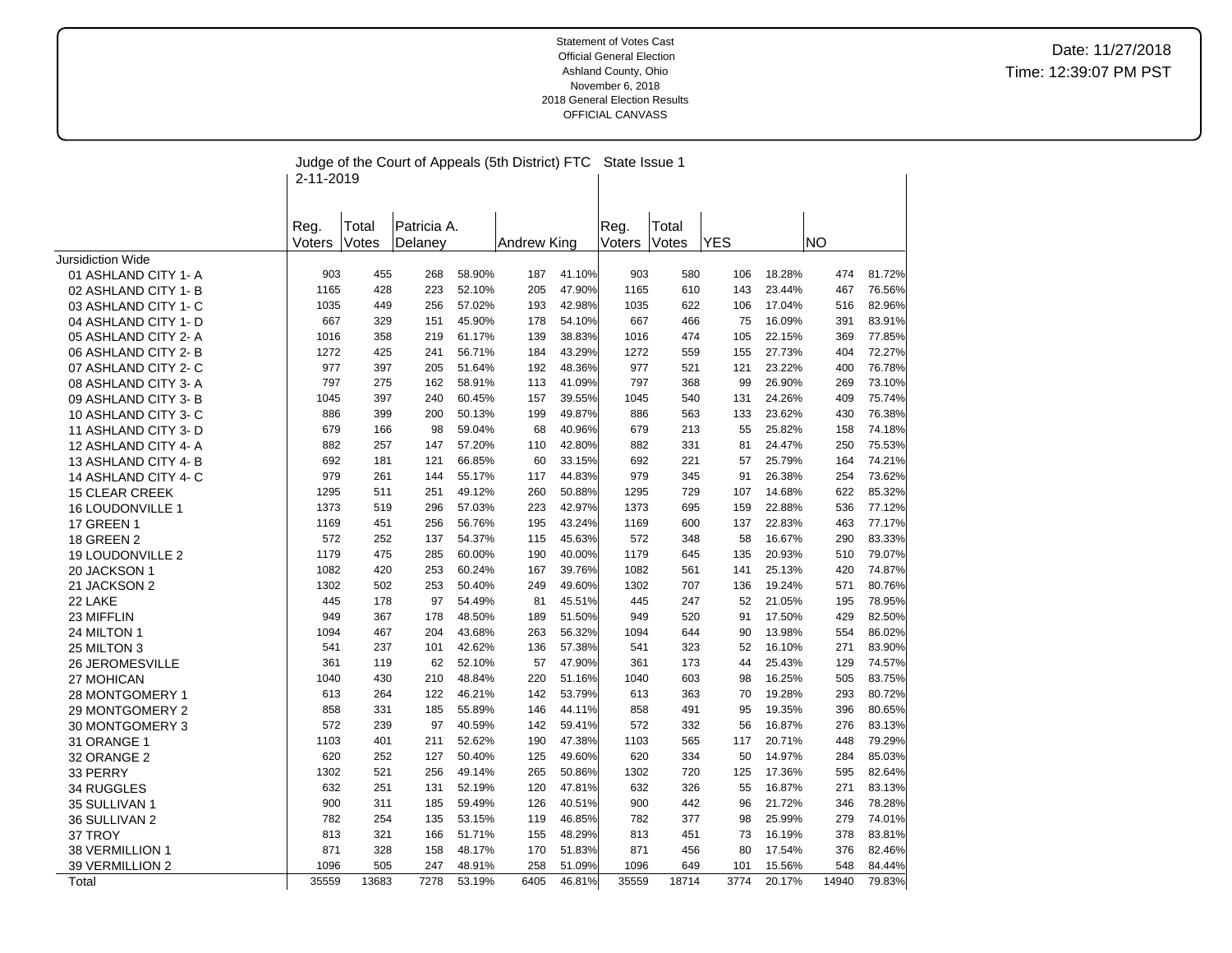Statement of Votes Cast
Official General Election
Ashland County, Ohio
November 6, 2018
2018 General Election Results
OFFICIAL CANVASS

Date: 11/27/2018
Time: 12:39:07 PM PST

| | Judge of the Court of Appeals (5th District) FTC 2-11-2019 | | | | | | State Issue 1 | | | | | |
|---|---|---|---|---|---|---|---|---|---|---|---|---|
| | Reg. Voters | Total Votes | Patricia A. Delaney | | Andrew King | | Reg. Voters | Total Votes | YES | | NO | |
| Jursidiction Wide | | | | | | | | | | | | |
| 01 ASHLAND CITY 1- A | 903 | 455 | 268 | 58.90% | 187 | 41.10% | 903 | 580 | 106 | 18.28% | 474 | 81.72% |
| 02 ASHLAND CITY 1- B | 1165 | 428 | 223 | 52.10% | 205 | 47.90% | 1165 | 610 | 143 | 23.44% | 467 | 76.56% |
| 03 ASHLAND CITY 1- C | 1035 | 449 | 256 | 57.02% | 193 | 42.98% | 1035 | 622 | 106 | 17.04% | 516 | 82.96% |
| 04 ASHLAND CITY 1- D | 667 | 329 | 151 | 45.90% | 178 | 54.10% | 667 | 466 | 75 | 16.09% | 391 | 83.91% |
| 05 ASHLAND CITY 2- A | 1016 | 358 | 219 | 61.17% | 139 | 38.83% | 1016 | 474 | 105 | 22.15% | 369 | 77.85% |
| 06 ASHLAND CITY 2- B | 1272 | 425 | 241 | 56.71% | 184 | 43.29% | 1272 | 559 | 155 | 27.73% | 404 | 72.27% |
| 07 ASHLAND CITY 2- C | 977 | 397 | 205 | 51.64% | 192 | 48.36% | 977 | 521 | 121 | 23.22% | 400 | 76.78% |
| 08 ASHLAND CITY 3- A | 797 | 275 | 162 | 58.91% | 113 | 41.09% | 797 | 368 | 99 | 26.90% | 269 | 73.10% |
| 09 ASHLAND CITY 3- B | 1045 | 397 | 240 | 60.45% | 157 | 39.55% | 1045 | 540 | 131 | 24.26% | 409 | 75.74% |
| 10 ASHLAND CITY 3- C | 886 | 399 | 200 | 50.13% | 199 | 49.87% | 886 | 563 | 133 | 23.62% | 430 | 76.38% |
| 11 ASHLAND CITY 3- D | 679 | 166 | 98 | 59.04% | 68 | 40.96% | 679 | 213 | 55 | 25.82% | 158 | 74.18% |
| 12 ASHLAND CITY 4- A | 882 | 257 | 147 | 57.20% | 110 | 42.80% | 882 | 331 | 81 | 24.47% | 250 | 75.53% |
| 13 ASHLAND CITY 4- B | 692 | 181 | 121 | 66.85% | 60 | 33.15% | 692 | 221 | 57 | 25.79% | 164 | 74.21% |
| 14 ASHLAND CITY 4- C | 979 | 261 | 144 | 55.17% | 117 | 44.83% | 979 | 345 | 91 | 26.38% | 254 | 73.62% |
| 15 CLEAR CREEK | 1295 | 511 | 251 | 49.12% | 260 | 50.88% | 1295 | 729 | 107 | 14.68% | 622 | 85.32% |
| 16 LOUDONVILLE 1 | 1373 | 519 | 296 | 57.03% | 223 | 42.97% | 1373 | 695 | 159 | 22.88% | 536 | 77.12% |
| 17 GREEN 1 | 1169 | 451 | 256 | 56.76% | 195 | 43.24% | 1169 | 600 | 137 | 22.83% | 463 | 77.17% |
| 18 GREEN 2 | 572 | 252 | 137 | 54.37% | 115 | 45.63% | 572 | 348 | 58 | 16.67% | 290 | 83.33% |
| 19 LOUDONVILLE 2 | 1179 | 475 | 285 | 60.00% | 190 | 40.00% | 1179 | 645 | 135 | 20.93% | 510 | 79.07% |
| 20 JACKSON 1 | 1082 | 420 | 253 | 60.24% | 167 | 39.76% | 1082 | 561 | 141 | 25.13% | 420 | 74.87% |
| 21 JACKSON 2 | 1302 | 502 | 253 | 50.40% | 249 | 49.60% | 1302 | 707 | 136 | 19.24% | 571 | 80.76% |
| 22 LAKE | 445 | 178 | 97 | 54.49% | 81 | 45.51% | 445 | 247 | 52 | 21.05% | 195 | 78.95% |
| 23 MIFFLIN | 949 | 367 | 178 | 48.50% | 189 | 51.50% | 949 | 520 | 91 | 17.50% | 429 | 82.50% |
| 24 MILTON 1 | 1094 | 467 | 204 | 43.68% | 263 | 56.32% | 1094 | 644 | 90 | 13.98% | 554 | 86.02% |
| 25 MILTON 3 | 541 | 237 | 101 | 42.62% | 136 | 57.38% | 541 | 323 | 52 | 16.10% | 271 | 83.90% |
| 26 JEROMESVILLE | 361 | 119 | 62 | 52.10% | 57 | 47.90% | 361 | 173 | 44 | 25.43% | 129 | 74.57% |
| 27 MOHICAN | 1040 | 430 | 210 | 48.84% | 220 | 51.16% | 1040 | 603 | 98 | 16.25% | 505 | 83.75% |
| 28 MONTGOMERY 1 | 613 | 264 | 122 | 46.21% | 142 | 53.79% | 613 | 363 | 70 | 19.28% | 293 | 80.72% |
| 29 MONTGOMERY 2 | 858 | 331 | 185 | 55.89% | 146 | 44.11% | 858 | 491 | 95 | 19.35% | 396 | 80.65% |
| 30 MONTGOMERY 3 | 572 | 239 | 97 | 40.59% | 142 | 59.41% | 572 | 332 | 56 | 16.87% | 276 | 83.13% |
| 31 ORANGE 1 | 1103 | 401 | 211 | 52.62% | 190 | 47.38% | 1103 | 565 | 117 | 20.71% | 448 | 79.29% |
| 32 ORANGE 2 | 620 | 252 | 127 | 50.40% | 125 | 49.60% | 620 | 334 | 50 | 14.97% | 284 | 85.03% |
| 33 PERRY | 1302 | 521 | 256 | 49.14% | 265 | 50.86% | 1302 | 720 | 125 | 17.36% | 595 | 82.64% |
| 34 RUGGLES | 632 | 251 | 131 | 52.19% | 120 | 47.81% | 632 | 326 | 55 | 16.87% | 271 | 83.13% |
| 35 SULLIVAN 1 | 900 | 311 | 185 | 59.49% | 126 | 40.51% | 900 | 442 | 96 | 21.72% | 346 | 78.28% |
| 36 SULLIVAN 2 | 782 | 254 | 135 | 53.15% | 119 | 46.85% | 782 | 377 | 98 | 25.99% | 279 | 74.01% |
| 37 TROY | 813 | 321 | 166 | 51.71% | 155 | 48.29% | 813 | 451 | 73 | 16.19% | 378 | 83.81% |
| 38 VERMILLION 1 | 871 | 328 | 158 | 48.17% | 170 | 51.83% | 871 | 456 | 80 | 17.54% | 376 | 82.46% |
| 39 VERMILLION 2 | 1096 | 505 | 247 | 48.91% | 258 | 51.09% | 1096 | 649 | 101 | 15.56% | 548 | 84.44% |
| Total | 35559 | 13683 | 7278 | 53.19% | 6405 | 46.81% | 35559 | 18714 | 3774 | 20.17% | 14940 | 79.83% |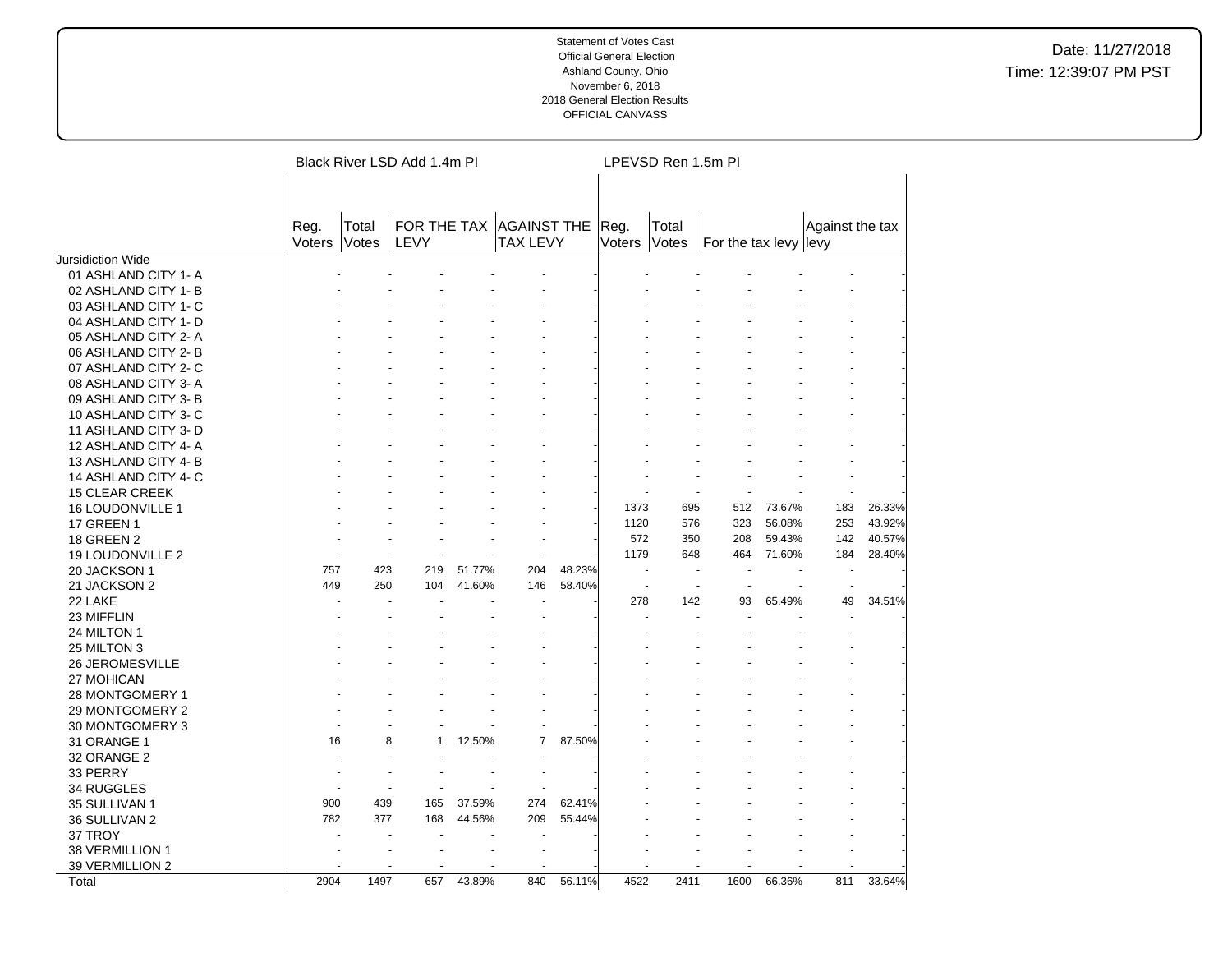Statement of Votes Cast
Official General Election
Ashland County, Ohio
November 6, 2018
2018 General Election Results
OFFICIAL CANVASS

Date: 11/27/2018
Time: 12:39:07 PM PST

| | Black River LSD Add 1.4m PI | | | | | | LPEVSD Ren 1.5m PI | | | | | |
|---|---|---|---|---|---|---|---|---|---|---|---|---|
| | Reg. Voters | Total Votes | FOR THE TAX LEVY | | AGAINST THE TAX LEVY | | Reg. Voters | Total Votes | For the tax levy | | Against the tax levy | |
| Jursidiction Wide | | | | | | | | | | | | |
| 01 ASHLAND CITY 1- A | - | - | - | - | - | - | - | - | - | - | - | - |
| 02 ASHLAND CITY 1- B | - | - | - | - | - | - | - | - | - | - | - | - |
| 03 ASHLAND CITY 1- C | - | - | - | - | - | - | - | - | - | - | - | - |
| 04 ASHLAND CITY 1- D | - | - | - | - | - | - | - | - | - | - | - | - |
| 05 ASHLAND CITY 2- A | - | - | - | - | - | - | - | - | - | - | - | - |
| 06 ASHLAND CITY 2- B | - | - | - | - | - | - | - | - | - | - | - | - |
| 07 ASHLAND CITY 2- C | - | - | - | - | - | - | - | - | - | - | - | - |
| 08 ASHLAND CITY 3- A | - | - | - | - | - | - | - | - | - | - | - | - |
| 09 ASHLAND CITY 3- B | - | - | - | - | - | - | - | - | - | - | - | - |
| 10 ASHLAND CITY 3- C | - | - | - | - | - | - | - | - | - | - | - | - |
| 11 ASHLAND CITY 3- D | - | - | - | - | - | - | - | - | - | - | - | - |
| 12 ASHLAND CITY 4- A | - | - | - | - | - | - | - | - | - | - | - | - |
| 13 ASHLAND CITY 4- B | - | - | - | - | - | - | - | - | - | - | - | - |
| 14 ASHLAND CITY 4- C | - | - | - | - | - | - | - | - | - | - | - | - |
| 15 CLEAR CREEK | - | - | - | - | - | - | - | - | - | - | - | - |
| 16 LOUDONVILLE 1 | - | - | - | - | - | - | 1373 | 695 | 512 | 73.67% | 183 | 26.33% |
| 17 GREEN 1 | - | - | - | - | - | - | 1120 | 576 | 323 | 56.08% | 253 | 43.92% |
| 18 GREEN 2 | - | - | - | - | - | - | 572 | 350 | 208 | 59.43% | 142 | 40.57% |
| 19 LOUDONVILLE 2 | - | - | - | - | - | - | 1179 | 648 | 464 | 71.60% | 184 | 28.40% |
| 20 JACKSON 1 | 757 | 423 | 219 | 51.77% | 204 | 48.23% | - | - | - | - | - | - |
| 21 JACKSON 2 | 449 | 250 | 104 | 41.60% | 146 | 58.40% | - | - | - | - | - | - |
| 22 LAKE | - | - | - | - | - | - | 278 | 142 | 93 | 65.49% | 49 | 34.51% |
| 23 MIFFLIN | - | - | - | - | - | - | - | - | - | - | - | - |
| 24 MILTON 1 | - | - | - | - | - | - | - | - | - | - | - | - |
| 25 MILTON 3 | - | - | - | - | - | - | - | - | - | - | - | - |
| 26 JEROMESVILLE | - | - | - | - | - | - | - | - | - | - | - | - |
| 27 MOHICAN | - | - | - | - | - | - | - | - | - | - | - | - |
| 28 MONTGOMERY 1 | - | - | - | - | - | - | - | - | - | - | - | - |
| 29 MONTGOMERY 2 | - | - | - | - | - | - | - | - | - | - | - | - |
| 30 MONTGOMERY 3 | - | - | - | - | - | - | - | - | - | - | - | - |
| 31 ORANGE 1 | 16 | 8 | 1 | 12.50% | 7 | 87.50% | - | - | - | - | - | - |
| 32 ORANGE 2 | - | - | - | - | - | - | - | - | - | - | - | - |
| 33 PERRY | - | - | - | - | - | - | - | - | - | - | - | - |
| 34 RUGGLES | - | - | - | - | - | - | - | - | - | - | - | - |
| 35 SULLIVAN 1 | 900 | 439 | 165 | 37.59% | 274 | 62.41% | - | - | - | - | - | - |
| 36 SULLIVAN 2 | 782 | 377 | 168 | 44.56% | 209 | 55.44% | - | - | - | - | - | - |
| 37 TROY | - | - | - | - | - | - | - | - | - | - | - | - |
| 38 VERMILLION 1 | - | - | - | - | - | - | - | - | - | - | - | - |
| 39 VERMILLION 2 | - | - | - | - | - | - | - | - | - | - | - | - |
| Total | 2904 | 1497 | 657 | 43.89% | 840 | 56.11% | 4522 | 2411 | 1600 | 66.36% | 811 | 33.64% |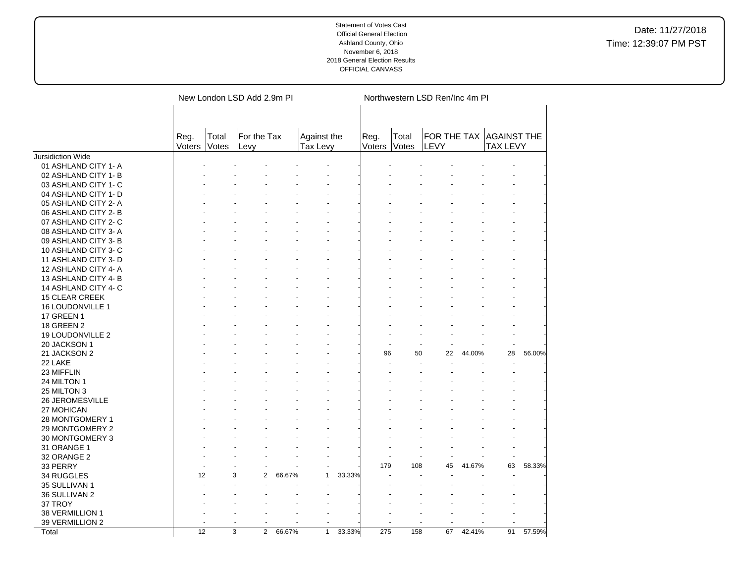Statement of Votes Cast
Official General Election
Ashland County, Ohio
November 6, 2018
2018 General Election Results
OFFICIAL CANVASS

Date: 11/27/2018
Time: 12:39:07 PM PST

| | New London LSD Add 2.9m PI | | | | | | Northwestern LSD Ren/Inc 4m PI | | | | | |
|---|---|---|---|---|---|---|---|---|---|---|---|---|
| | Reg. Voters | Total Votes | For the Tax Levy | | Against the Tax Levy | | Reg. Voters | Total Votes | FOR THE TAX LEVY | | AGAINST THE TAX LEVY | |
| Jursidiction Wide | | | | | | | | | | | | |
| 01 ASHLAND CITY 1- A | - | - | - | - | - | - | - | - | - | - | - | - |
| 02 ASHLAND CITY 1- B | - | - | - | - | - | - | - | - | - | - | - | - |
| 03 ASHLAND CITY 1- C | - | - | - | - | - | - | - | - | - | - | - | - |
| 04 ASHLAND CITY 1- D | - | - | - | - | - | - | - | - | - | - | - | - |
| 05 ASHLAND CITY 2- A | - | - | - | - | - | - | - | - | - | - | - | - |
| 06 ASHLAND CITY 2- B | - | - | - | - | - | - | - | - | - | - | - | - |
| 07 ASHLAND CITY 2- C | - | - | - | - | - | - | - | - | - | - | - | - |
| 08 ASHLAND CITY 3- A | - | - | - | - | - | - | - | - | - | - | - | - |
| 09 ASHLAND CITY 3- B | - | - | - | - | - | - | - | - | - | - | - | - |
| 10 ASHLAND CITY 3- C | - | - | - | - | - | - | - | - | - | - | - | - |
| 11 ASHLAND CITY 3- D | - | - | - | - | - | - | - | - | - | - | - | - |
| 12 ASHLAND CITY 4- A | - | - | - | - | - | - | - | - | - | - | - | - |
| 13 ASHLAND CITY 4- B | - | - | - | - | - | - | - | - | - | - | - | - |
| 14 ASHLAND CITY 4- C | - | - | - | - | - | - | - | - | - | - | - | - |
| 15 CLEAR CREEK | - | - | - | - | - | - | - | - | - | - | - | - |
| 16 LOUDONVILLE 1 | - | - | - | - | - | - | - | - | - | - | - | - |
| 17 GREEN 1 | - | - | - | - | - | - | - | - | - | - | - | - |
| 18 GREEN 2 | - | - | - | - | - | - | - | - | - | - | - | - |
| 19 LOUDONVILLE 2 | - | - | - | - | - | - | - | - | - | - | - | - |
| 20 JACKSON 1 | - | - | - | - | - | - | - | - | - | - | - | - |
| 21 JACKSON 2 | - | - | - | - | - | - | 96 | 50 | 22 | 44.00% | 28 | 56.00% |
| 22 LAKE | - | - | - | - | - | - | - | - | - | - | - | - |
| 23 MIFFLIN | - | - | - | - | - | - | - | - | - | - | - | - |
| 24 MILTON 1 | - | - | - | - | - | - | - | - | - | - | - | - |
| 25 MILTON 3 | - | - | - | - | - | - | - | - | - | - | - | - |
| 26 JEROMESVILLE | - | - | - | - | - | - | - | - | - | - | - | - |
| 27 MOHICAN | - | - | - | - | - | - | - | - | - | - | - | - |
| 28 MONTGOMERY 1 | - | - | - | - | - | - | - | - | - | - | - | - |
| 29 MONTGOMERY 2 | - | - | - | - | - | - | - | - | - | - | - | - |
| 30 MONTGOMERY 3 | - | - | - | - | - | - | - | - | - | - | - | - |
| 31 ORANGE 1 | - | - | - | - | - | - | - | - | - | - | - | - |
| 32 ORANGE 2 | - | - | - | - | - | - | - | - | - | - | - | - |
| 33 PERRY | - | - | - | - | - | - | 179 | 108 | 45 | 41.67% | 63 | 58.33% |
| 34 RUGGLES | 12 | 3 | 2 | 66.67% | 1 | 33.33% | - | - | - | - | - | - |
| 35 SULLIVAN 1 | - | - | - | - | - | - | - | - | - | - | - | - |
| 36 SULLIVAN 2 | - | - | - | - | - | - | - | - | - | - | - | - |
| 37 TROY | - | - | - | - | - | - | - | - | - | - | - | - |
| 38 VERMILLION 1 | - | - | - | - | - | - | - | - | - | - | - | - |
| 39 VERMILLION 2 | - | - | - | - | - | - | - | - | - | - | - | - |
| Total | 12 | 3 | 2 | 66.67% | 1 | 33.33% | 275 | 158 | 67 | 42.41% | 91 | 57.59% |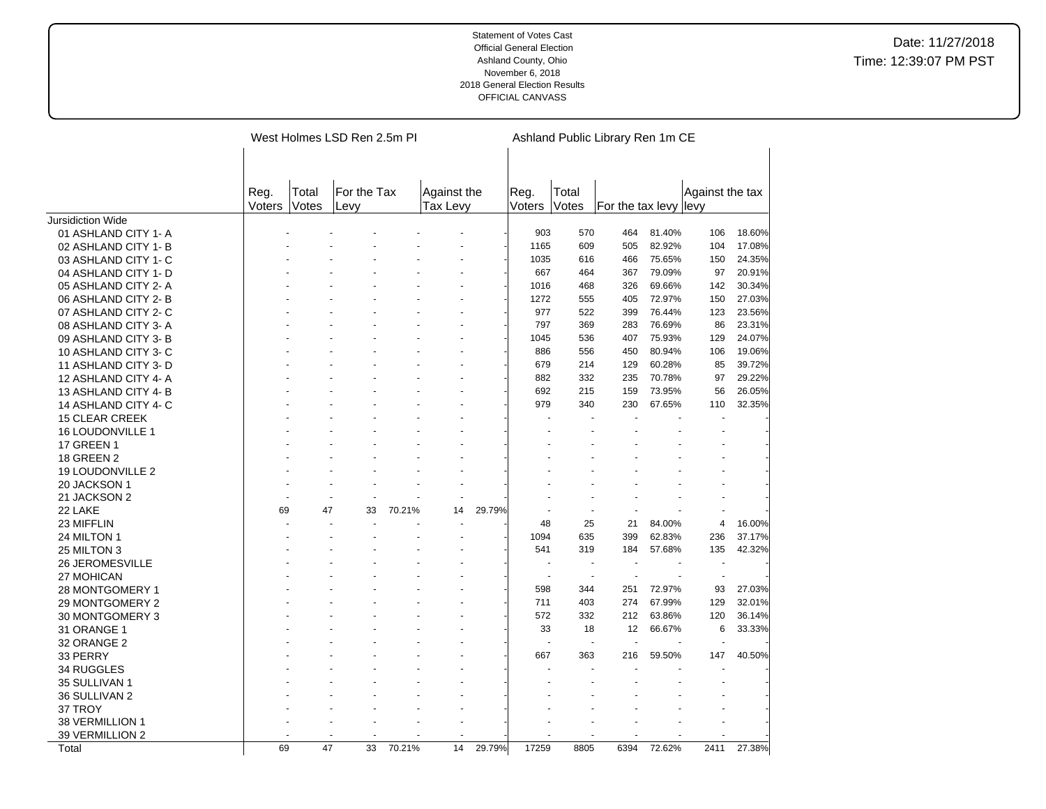Statement of Votes Cast
Official General Election
Ashland County, Ohio
November 6, 2018
2018 General Election Results
OFFICIAL CANVASS

Date: 11/27/2018
Time: 12:39:07 PM PST

| | West Holmes LSD Ren 2.5m PI | | | | | | Ashland Public Library Ren 1m CE | | | | | |
|---|---|---|---|---|---|---|---|---|---|---|---|---|
| | Reg. Voters | Total Votes | For the Tax Levy | | Against the Tax Levy | | Reg. Voters | Total Votes | For the tax levy | | Against the tax levy | |
| Jursidiction Wide | | | | | | | | | | | | |
| 01 ASHLAND CITY 1- A | - | - | - | - | - | - | 903 | 570 | 464 | 81.40% | 106 | 18.60% |
| 02 ASHLAND CITY 1- B | - | - | - | - | - | - | 1165 | 609 | 505 | 82.92% | 104 | 17.08% |
| 03 ASHLAND CITY 1- C | - | - | - | - | - | - | 1035 | 616 | 466 | 75.65% | 150 | 24.35% |
| 04 ASHLAND CITY 1- D | - | - | - | - | - | - | 667 | 464 | 367 | 79.09% | 97 | 20.91% |
| 05 ASHLAND CITY 2- A | - | - | - | - | - | - | 1016 | 468 | 326 | 69.66% | 142 | 30.34% |
| 06 ASHLAND CITY 2- B | - | - | - | - | - | - | 1272 | 555 | 405 | 72.97% | 150 | 27.03% |
| 07 ASHLAND CITY 2- C | - | - | - | - | - | - | 977 | 522 | 399 | 76.44% | 123 | 23.56% |
| 08 ASHLAND CITY 3- A | - | - | - | - | - | - | 797 | 369 | 283 | 76.69% | 86 | 23.31% |
| 09 ASHLAND CITY 3- B | - | - | - | - | - | - | 1045 | 536 | 407 | 75.93% | 129 | 24.07% |
| 10 ASHLAND CITY 3- C | - | - | - | - | - | - | 886 | 556 | 450 | 80.94% | 106 | 19.06% |
| 11 ASHLAND CITY 3- D | - | - | - | - | - | - | 679 | 214 | 129 | 60.28% | 85 | 39.72% |
| 12 ASHLAND CITY 4- A | - | - | - | - | - | - | 882 | 332 | 235 | 70.78% | 97 | 29.22% |
| 13 ASHLAND CITY 4- B | - | - | - | - | - | - | 692 | 215 | 159 | 73.95% | 56 | 26.05% |
| 14 ASHLAND CITY 4- C | - | - | - | - | - | - | 979 | 340 | 230 | 67.65% | 110 | 32.35% |
| 15 CLEAR CREEK | - | - | - | - | - | - | - | - | - | - | - | - |
| 16 LOUDONVILLE 1 | - | - | - | - | - | - | - | - | - | - | - | - |
| 17 GREEN 1 | - | - | - | - | - | - | - | - | - | - | - | - |
| 18 GREEN 2 | - | - | - | - | - | - | - | - | - | - | - | - |
| 19 LOUDONVILLE 2 | - | - | - | - | - | - | - | - | - | - | - | - |
| 20 JACKSON 1 | - | - | - | - | - | - | - | - | - | - | - | - |
| 21 JACKSON 2 | - | - | - | - | - | - | - | - | - | - | - | - |
| 22 LAKE | 69 | 47 | 33 | 70.21% | 14 | 29.79% | - | - | - | - | - | - |
| 23 MIFFLIN | - | - | - | - | - | - | 48 | 25 | 21 | 84.00% | 4 | 16.00% |
| 24 MILTON 1 | - | - | - | - | - | - | 1094 | 635 | 399 | 62.83% | 236 | 37.17% |
| 25 MILTON 3 | - | - | - | - | - | - | 541 | 319 | 184 | 57.68% | 135 | 42.32% |
| 26 JEROMESVILLE | - | - | - | - | - | - | - | - | - | - | - | - |
| 27 MOHICAN | - | - | - | - | - | - | - | - | - | - | - | - |
| 28 MONTGOMERY 1 | - | - | - | - | - | - | 598 | 344 | 251 | 72.97% | 93 | 27.03% |
| 29 MONTGOMERY 2 | - | - | - | - | - | - | 711 | 403 | 274 | 67.99% | 129 | 32.01% |
| 30 MONTGOMERY 3 | - | - | - | - | - | - | 572 | 332 | 212 | 63.86% | 120 | 36.14% |
| 31 ORANGE 1 | - | - | - | - | - | - | 33 | 18 | 12 | 66.67% | 6 | 33.33% |
| 32 ORANGE 2 | - | - | - | - | - | - | - | - | - | - | - | - |
| 33 PERRY | - | - | - | - | - | - | 667 | 363 | 216 | 59.50% | 147 | 40.50% |
| 34 RUGGLES | - | - | - | - | - | - | - | - | - | - | - | - |
| 35 SULLIVAN 1 | - | - | - | - | - | - | - | - | - | - | - | - |
| 36 SULLIVAN 2 | - | - | - | - | - | - | - | - | - | - | - | - |
| 37 TROY | - | - | - | - | - | - | - | - | - | - | - | - |
| 38 VERMILLION 1 | - | - | - | - | - | - | - | - | - | - | - | - |
| 39 VERMILLION 2 | - | - | - | - | - | - | - | - | - | - | - | - |
| Total | 69 | 47 | 33 | 70.21% | 14 | 29.79% | 17259 | 8805 | 6394 | 72.62% | 2411 | 27.38% |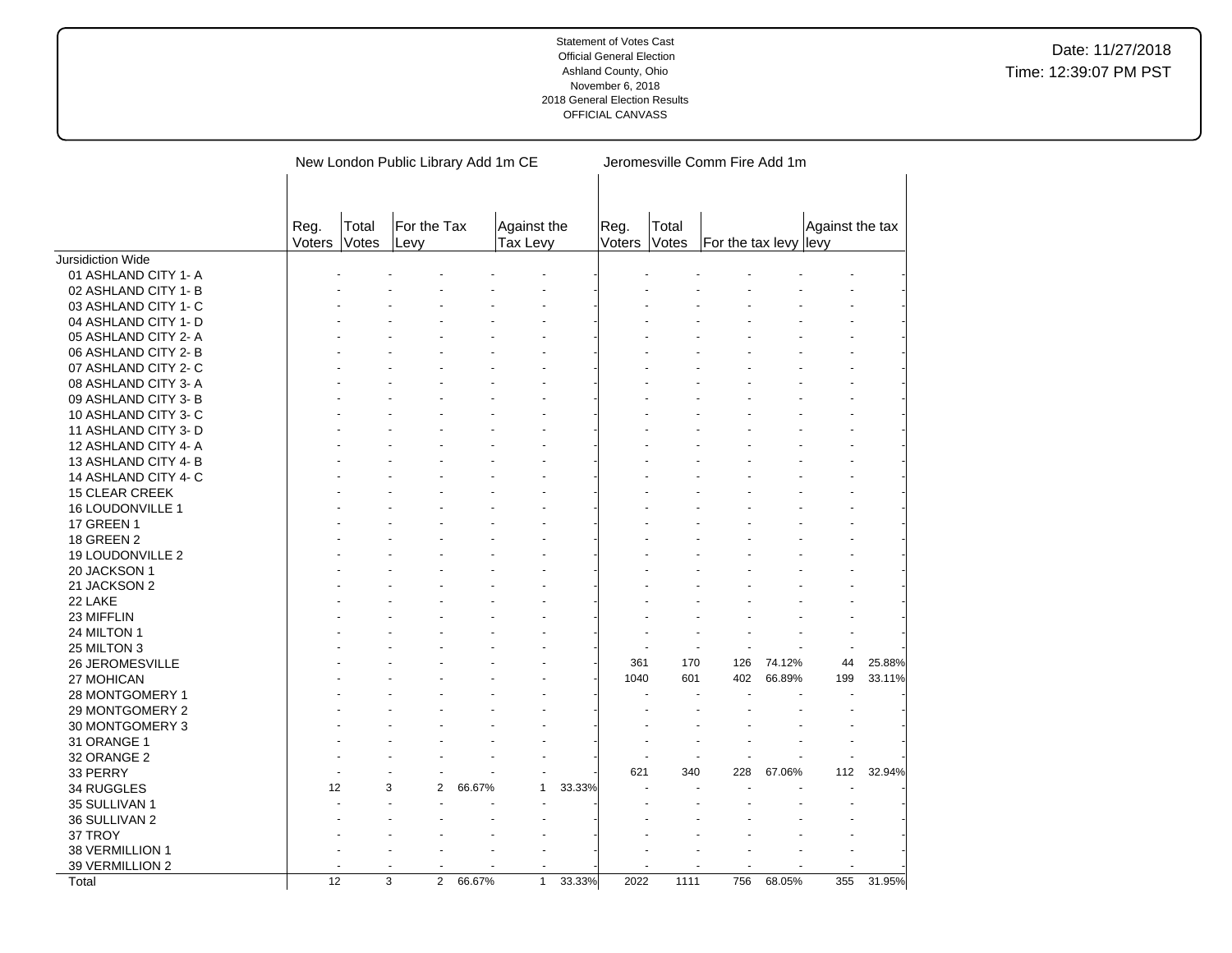Statement of Votes Cast
Official General Election
Ashland County, Ohio
November 6, 2018
2018 General Election Results
OFFICIAL CANVASS

Date: 11/27/2018
Time: 12:39:07 PM PST

| | New London Public Library Add 1m CE | | | | | | Jeromesville Comm Fire Add 1m | | | | | |
|---|---|---|---|---|---|---|---|---|---|---|---|---|
| | Reg. Voters | Total Votes | For the Tax Levy | | Against the Tax Levy | | Reg. Voters | Total Votes | For the tax levy | | Against the tax levy | |
| Jursidiction Wide | | | | | | | | | | | | |
| 01 ASHLAND CITY 1- A | - | - | - | - | - | - | - | - | - | - | - | - |
| 02 ASHLAND CITY 1- B | - | - | - | - | - | - | - | - | - | - | - | - |
| 03 ASHLAND CITY 1- C | - | - | - | - | - | - | - | - | - | - | - | - |
| 04 ASHLAND CITY 1- D | - | - | - | - | - | - | - | - | - | - | - | - |
| 05 ASHLAND CITY 2- A | - | - | - | - | - | - | - | - | - | - | - | - |
| 06 ASHLAND CITY 2- B | - | - | - | - | - | - | - | - | - | - | - | - |
| 07 ASHLAND CITY 2- C | - | - | - | - | - | - | - | - | - | - | - | - |
| 08 ASHLAND CITY 3- A | - | - | - | - | - | - | - | - | - | - | - | - |
| 09 ASHLAND CITY 3- B | - | - | - | - | - | - | - | - | - | - | - | - |
| 10 ASHLAND CITY 3- C | - | - | - | - | - | - | - | - | - | - | - | - |
| 11 ASHLAND CITY 3- D | - | - | - | - | - | - | - | - | - | - | - | - |
| 12 ASHLAND CITY 4- A | - | - | - | - | - | - | - | - | - | - | - | - |
| 13 ASHLAND CITY 4- B | - | - | - | - | - | - | - | - | - | - | - | - |
| 14 ASHLAND CITY 4- C | - | - | - | - | - | - | - | - | - | - | - | - |
| 15 CLEAR CREEK | - | - | - | - | - | - | - | - | - | - | - | - |
| 16 LOUDONVILLE 1 | - | - | - | - | - | - | - | - | - | - | - | - |
| 17 GREEN 1 | - | - | - | - | - | - | - | - | - | - | - | - |
| 18 GREEN 2 | - | - | - | - | - | - | - | - | - | - | - | - |
| 19 LOUDONVILLE 2 | - | - | - | - | - | - | - | - | - | - | - | - |
| 20 JACKSON 1 | - | - | - | - | - | - | - | - | - | - | - | - |
| 21 JACKSON 2 | - | - | - | - | - | - | - | - | - | - | - | - |
| 22 LAKE | - | - | - | - | - | - | - | - | - | - | - | - |
| 23 MIFFLIN | - | - | - | - | - | - | - | - | - | - | - | - |
| 24 MILTON 1 | - | - | - | - | - | - | - | - | - | - | - | - |
| 25 MILTON 3 | - | - | - | - | - | - | - | - | - | - | - | - |
| 26 JEROMESVILLE | - | - | - | - | - | - | 361 | 170 | 126 | 74.12% | 44 | 25.88% |
| 27 MOHICAN | - | - | - | - | - | - | 1040 | 601 | 402 | 66.89% | 199 | 33.11% |
| 28 MONTGOMERY 1 | - | - | - | - | - | - | - | - | - | - | - | - |
| 29 MONTGOMERY 2 | - | - | - | - | - | - | - | - | - | - | - | - |
| 30 MONTGOMERY 3 | - | - | - | - | - | - | - | - | - | - | - | - |
| 31 ORANGE 1 | - | - | - | - | - | - | - | - | - | - | - | - |
| 32 ORANGE 2 | - | - | - | - | - | - | - | - | - | - | - | - |
| 33 PERRY | - | - | - | - | - | - | 621 | 340 | 228 | 67.06% | 112 | 32.94% |
| 34 RUGGLES | 12 | 3 | 2 | 66.67% | 1 | 33.33% | - | - | - | - | - | - |
| 35 SULLIVAN 1 | - | - | - | - | - | - | - | - | - | - | - | - |
| 36 SULLIVAN 2 | - | - | - | - | - | - | - | - | - | - | - | - |
| 37 TROY | - | - | - | - | - | - | - | - | - | - | - | - |
| 38 VERMILLION 1 | - | - | - | - | - | - | - | - | - | - | - | - |
| 39 VERMILLION 2 | - | - | - | - | - | - | - | - | - | - | - | - |
| Total | 12 | 3 | 2 | 66.67% | 1 | 33.33% | 2022 | 1111 | 756 | 68.05% | 355 | 31.95% |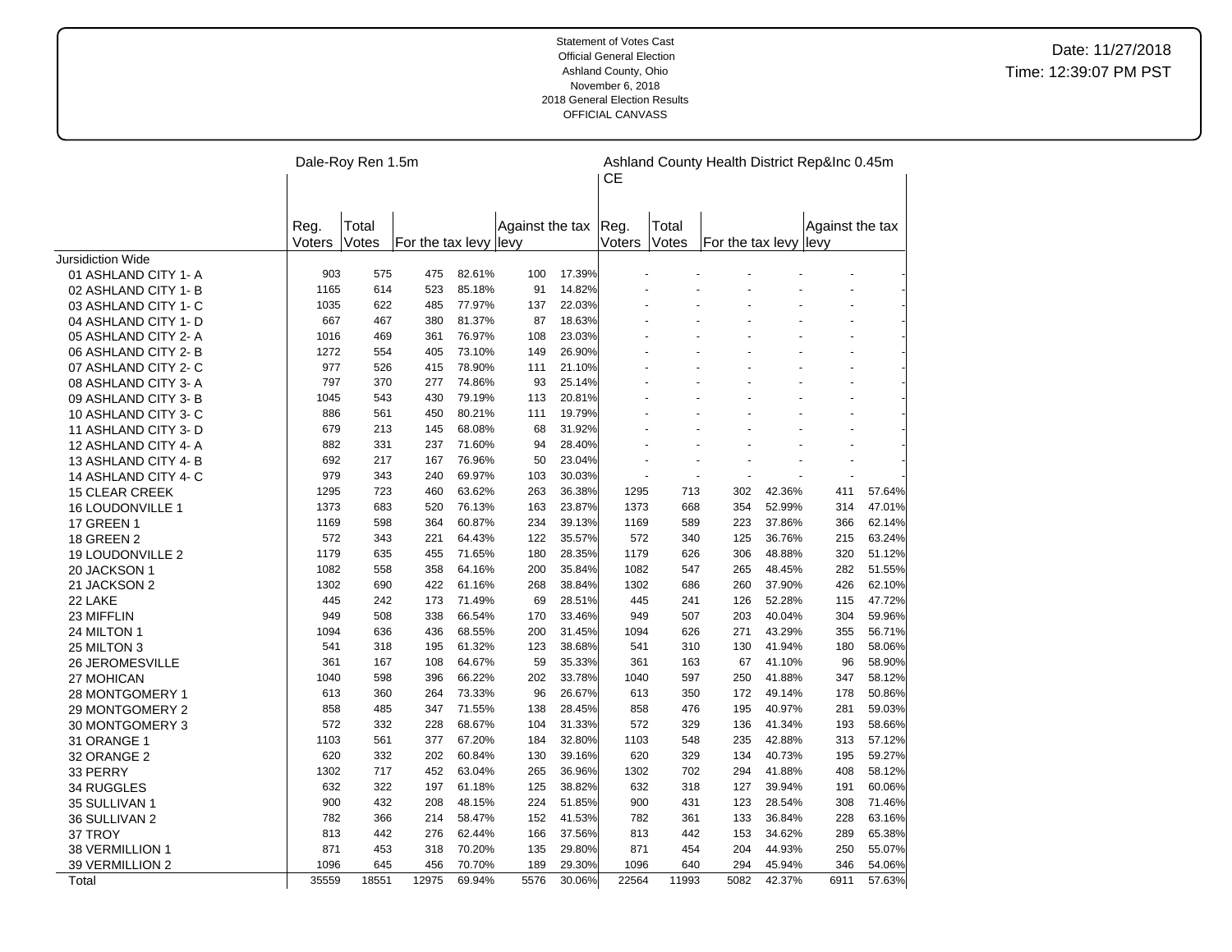Statement of Votes Cast
Official General Election
Ashland County, Ohio
November 6, 2018
2018 General Election Results
OFFICIAL CANVASS

Date: 11/27/2018
Time: 12:39:07 PM PST

| | Dale-Roy Ren 1.5m | | | | | | Ashland County Health District Rep&Inc 0.45m CE | | | | | |
|---|---|---|---|---|---|---|---|---|---|---|---|---|
| | Reg. Voters | Total Votes | For the tax levy | | Against the tax levy | | Reg. Voters | Total Votes | For the tax levy | | Against the tax levy | |
| Jursidiction Wide | | | | | | | | | | | | |
| 01 ASHLAND CITY 1- A | 903 | 575 | 475 | 82.61% | 100 | 17.39% | - | - | - | - | - | - |
| 02 ASHLAND CITY 1- B | 1165 | 614 | 523 | 85.18% | 91 | 14.82% | - | - | - | - | - | - |
| 03 ASHLAND CITY 1- C | 1035 | 622 | 485 | 77.97% | 137 | 22.03% | - | - | - | - | - | - |
| 04 ASHLAND CITY 1- D | 667 | 467 | 380 | 81.37% | 87 | 18.63% | - | - | - | - | - | - |
| 05 ASHLAND CITY 2- A | 1016 | 469 | 361 | 76.97% | 108 | 23.03% | - | - | - | - | - | - |
| 06 ASHLAND CITY 2- B | 1272 | 554 | 405 | 73.10% | 149 | 26.90% | - | - | - | - | - | - |
| 07 ASHLAND CITY 2- C | 977 | 526 | 415 | 78.90% | 111 | 21.10% | - | - | - | - | - | - |
| 08 ASHLAND CITY 3- A | 797 | 370 | 277 | 74.86% | 93 | 25.14% | - | - | - | - | - | - |
| 09 ASHLAND CITY 3- B | 1045 | 543 | 430 | 79.19% | 113 | 20.81% | - | - | - | - | - | - |
| 10 ASHLAND CITY 3- C | 886 | 561 | 450 | 80.21% | 111 | 19.79% | - | - | - | - | - | - |
| 11 ASHLAND CITY 3- D | 679 | 213 | 145 | 68.08% | 68 | 31.92% | - | - | - | - | - | - |
| 12 ASHLAND CITY 4- A | 882 | 331 | 237 | 71.60% | 94 | 28.40% | - | - | - | - | - | - |
| 13 ASHLAND CITY 4- B | 692 | 217 | 167 | 76.96% | 50 | 23.04% | - | - | - | - | - | - |
| 14 ASHLAND CITY 4- C | 979 | 343 | 240 | 69.97% | 103 | 30.03% | - | - | - | - | - | - |
| 15 CLEAR CREEK | 1295 | 723 | 460 | 63.62% | 263 | 36.38% | 1295 | 713 | 302 | 42.36% | 411 | 57.64% |
| 16 LOUDONVILLE 1 | 1373 | 683 | 520 | 76.13% | 163 | 23.87% | 1373 | 668 | 354 | 52.99% | 314 | 47.01% |
| 17 GREEN 1 | 1169 | 598 | 364 | 60.87% | 234 | 39.13% | 1169 | 589 | 223 | 37.86% | 366 | 62.14% |
| 18 GREEN 2 | 572 | 343 | 221 | 64.43% | 122 | 35.57% | 572 | 340 | 125 | 36.76% | 215 | 63.24% |
| 19 LOUDONVILLE 2 | 1179 | 635 | 455 | 71.65% | 180 | 28.35% | 1179 | 626 | 306 | 48.88% | 320 | 51.12% |
| 20 JACKSON 1 | 1082 | 558 | 358 | 64.16% | 200 | 35.84% | 1082 | 547 | 265 | 48.45% | 282 | 51.55% |
| 21 JACKSON 2 | 1302 | 690 | 422 | 61.16% | 268 | 38.84% | 1302 | 686 | 260 | 37.90% | 426 | 62.10% |
| 22 LAKE | 445 | 242 | 173 | 71.49% | 69 | 28.51% | 445 | 241 | 126 | 52.28% | 115 | 47.72% |
| 23 MIFFLIN | 949 | 508 | 338 | 66.54% | 170 | 33.46% | 949 | 507 | 203 | 40.04% | 304 | 59.96% |
| 24 MILTON 1 | 1094 | 636 | 436 | 68.55% | 200 | 31.45% | 1094 | 626 | 271 | 43.29% | 355 | 56.71% |
| 25 MILTON 3 | 541 | 318 | 195 | 61.32% | 123 | 38.68% | 541 | 310 | 130 | 41.94% | 180 | 58.06% |
| 26 JEROMESVILLE | 361 | 167 | 108 | 64.67% | 59 | 35.33% | 361 | 163 | 67 | 41.10% | 96 | 58.90% |
| 27 MOHICAN | 1040 | 598 | 396 | 66.22% | 202 | 33.78% | 1040 | 597 | 250 | 41.88% | 347 | 58.12% |
| 28 MONTGOMERY 1 | 613 | 360 | 264 | 73.33% | 96 | 26.67% | 613 | 350 | 172 | 49.14% | 178 | 50.86% |
| 29 MONTGOMERY 2 | 858 | 485 | 347 | 71.55% | 138 | 28.45% | 858 | 476 | 195 | 40.97% | 281 | 59.03% |
| 30 MONTGOMERY 3 | 572 | 332 | 228 | 68.67% | 104 | 31.33% | 572 | 329 | 136 | 41.34% | 193 | 58.66% |
| 31 ORANGE 1 | 1103 | 561 | 377 | 67.20% | 184 | 32.80% | 1103 | 548 | 235 | 42.88% | 313 | 57.12% |
| 32 ORANGE 2 | 620 | 332 | 202 | 60.84% | 130 | 39.16% | 620 | 329 | 134 | 40.73% | 195 | 59.27% |
| 33 PERRY | 1302 | 717 | 452 | 63.04% | 265 | 36.96% | 1302 | 702 | 294 | 41.88% | 408 | 58.12% |
| 34 RUGGLES | 632 | 322 | 197 | 61.18% | 125 | 38.82% | 632 | 318 | 127 | 39.94% | 191 | 60.06% |
| 35 SULLIVAN 1 | 900 | 432 | 208 | 48.15% | 224 | 51.85% | 900 | 431 | 123 | 28.54% | 308 | 71.46% |
| 36 SULLIVAN 2 | 782 | 366 | 214 | 58.47% | 152 | 41.53% | 782 | 361 | 133 | 36.84% | 228 | 63.16% |
| 37 TROY | 813 | 442 | 276 | 62.44% | 166 | 37.56% | 813 | 442 | 153 | 34.62% | 289 | 65.38% |
| 38 VERMILLION 1 | 871 | 453 | 318 | 70.20% | 135 | 29.80% | 871 | 454 | 204 | 44.93% | 250 | 55.07% |
| 39 VERMILLION 2 | 1096 | 645 | 456 | 70.70% | 189 | 29.30% | 1096 | 640 | 294 | 45.94% | 346 | 54.06% |
| Total | 35559 | 18551 | 12975 | 69.94% | 5576 | 30.06% | 22564 | 11993 | 5082 | 42.37% | 6911 | 57.63% |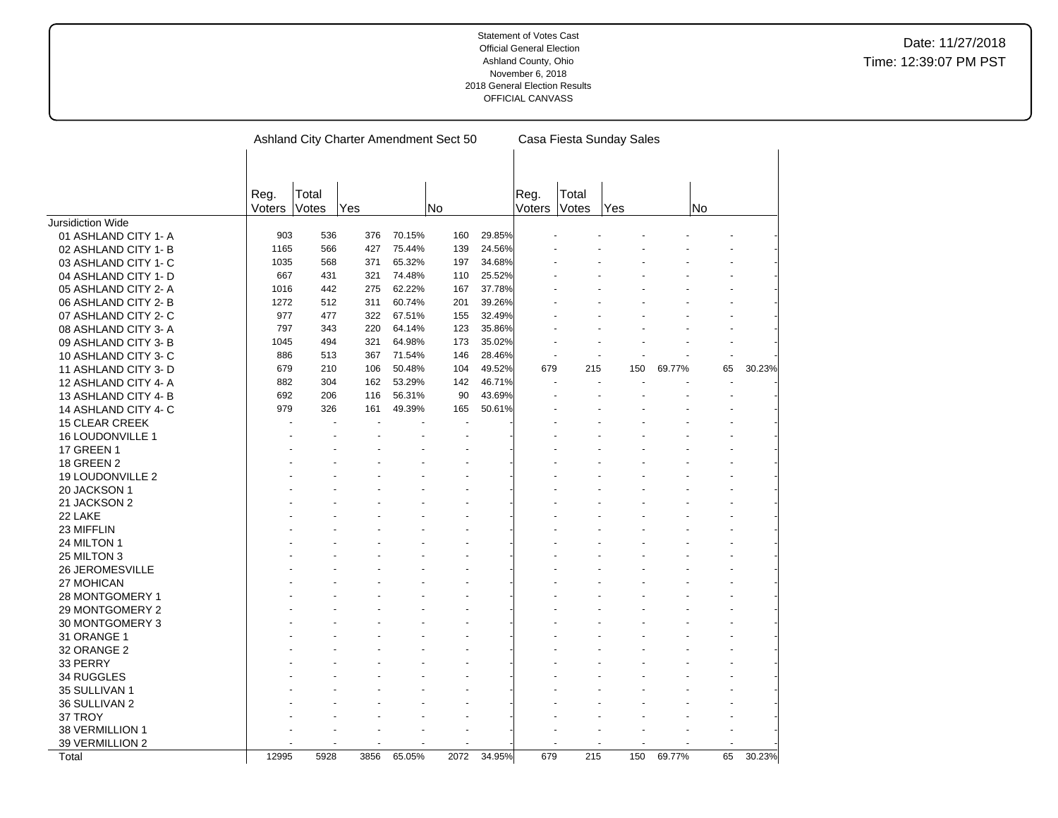Statement of Votes Cast
Official General Election
Ashland County, Ohio
November 6, 2018
2018 General Election Results
OFFICIAL CANVASS

Date: 11/27/2018
Time: 12:39:07 PM PST

| | Ashland City Charter Amendment Sect 50 | | | | | | Casa Fiesta Sunday Sales | | | | | |
|---|---|---|---|---|---|---|---|---|---|---|---|---|
| | Reg. Voters | Total Votes | Yes | | No | | Reg. Voters | Total Votes | Yes | | No | |
| Jursidiction Wide | | | | | | | | | | | | |
| 01 ASHLAND CITY 1- A | 903 | 536 | 376 | 70.15% | 160 | 29.85% | - | - | - | - | - | - |
| 02 ASHLAND CITY 1- B | 1165 | 566 | 427 | 75.44% | 139 | 24.56% | - | - | - | - | - | - |
| 03 ASHLAND CITY 1- C | 1035 | 568 | 371 | 65.32% | 197 | 34.68% | - | - | - | - | - | - |
| 04 ASHLAND CITY 1- D | 667 | 431 | 321 | 74.48% | 110 | 25.52% | - | - | - | - | - | - |
| 05 ASHLAND CITY 2- A | 1016 | 442 | 275 | 62.22% | 167 | 37.78% | - | - | - | - | - | - |
| 06 ASHLAND CITY 2- B | 1272 | 512 | 311 | 60.74% | 201 | 39.26% | - | - | - | - | - | - |
| 07 ASHLAND CITY 2- C | 977 | 477 | 322 | 67.51% | 155 | 32.49% | - | - | - | - | - | - |
| 08 ASHLAND CITY 3- A | 797 | 343 | 220 | 64.14% | 123 | 35.86% | - | - | - | - | - | - |
| 09 ASHLAND CITY 3- B | 1045 | 494 | 321 | 64.98% | 173 | 35.02% | - | - | - | - | - | - |
| 10 ASHLAND CITY 3- C | 886 | 513 | 367 | 71.54% | 146 | 28.46% | - | - | - | - | - | - |
| 11 ASHLAND CITY 3- D | 679 | 210 | 106 | 50.48% | 104 | 49.52% | 679 | 215 | 150 | 69.77% | 65 | 30.23% |
| 12 ASHLAND CITY 4- A | 882 | 304 | 162 | 53.29% | 142 | 46.71% | - | - | - | - | - | - |
| 13 ASHLAND CITY 4- B | 692 | 206 | 116 | 56.31% | 90 | 43.69% | - | - | - | - | - | - |
| 14 ASHLAND CITY 4- C | 979 | 326 | 161 | 49.39% | 165 | 50.61% | - | - | - | - | - | - |
| 15 CLEAR CREEK | - | - | - | - | - | - | - | - | - | - | - | - |
| 16 LOUDONVILLE 1 | - | - | - | - | - | - | - | - | - | - | - | - |
| 17 GREEN 1 | - | - | - | - | - | - | - | - | - | - | - | - |
| 18 GREEN 2 | - | - | - | - | - | - | - | - | - | - | - | - |
| 19 LOUDONVILLE 2 | - | - | - | - | - | - | - | - | - | - | - | - |
| 20 JACKSON 1 | - | - | - | - | - | - | - | - | - | - | - | - |
| 21 JACKSON 2 | - | - | - | - | - | - | - | - | - | - | - | - |
| 22 LAKE | - | - | - | - | - | - | - | - | - | - | - | - |
| 23 MIFFLIN | - | - | - | - | - | - | - | - | - | - | - | - |
| 24 MILTON 1 | - | - | - | - | - | - | - | - | - | - | - | - |
| 25 MILTON 3 | - | - | - | - | - | - | - | - | - | - | - | - |
| 26 JEROMESVILLE | - | - | - | - | - | - | - | - | - | - | - | - |
| 27 MOHICAN | - | - | - | - | - | - | - | - | - | - | - | - |
| 28 MONTGOMERY 1 | - | - | - | - | - | - | - | - | - | - | - | - |
| 29 MONTGOMERY 2 | - | - | - | - | - | - | - | - | - | - | - | - |
| 30 MONTGOMERY 3 | - | - | - | - | - | - | - | - | - | - | - | - |
| 31 ORANGE 1 | - | - | - | - | - | - | - | - | - | - | - | - |
| 32 ORANGE 2 | - | - | - | - | - | - | - | - | - | - | - | - |
| 33 PERRY | - | - | - | - | - | - | - | - | - | - | - | - |
| 34 RUGGLES | - | - | - | - | - | - | - | - | - | - | - | - |
| 35 SULLIVAN 1 | - | - | - | - | - | - | - | - | - | - | - | - |
| 36 SULLIVAN 2 | - | - | - | - | - | - | - | - | - | - | - | - |
| 37 TROY | - | - | - | - | - | - | - | - | - | - | - | - |
| 38 VERMILLION 1 | - | - | - | - | - | - | - | - | - | - | - | - |
| 39 VERMILLION 2 | - | - | - | - | - | - | - | - | - | - | - | - |
| Total | 12995 | 5928 | 3856 | 65.05% | 2072 | 34.95% | 679 | 215 | 150 | 69.77% | 65 | 30.23% |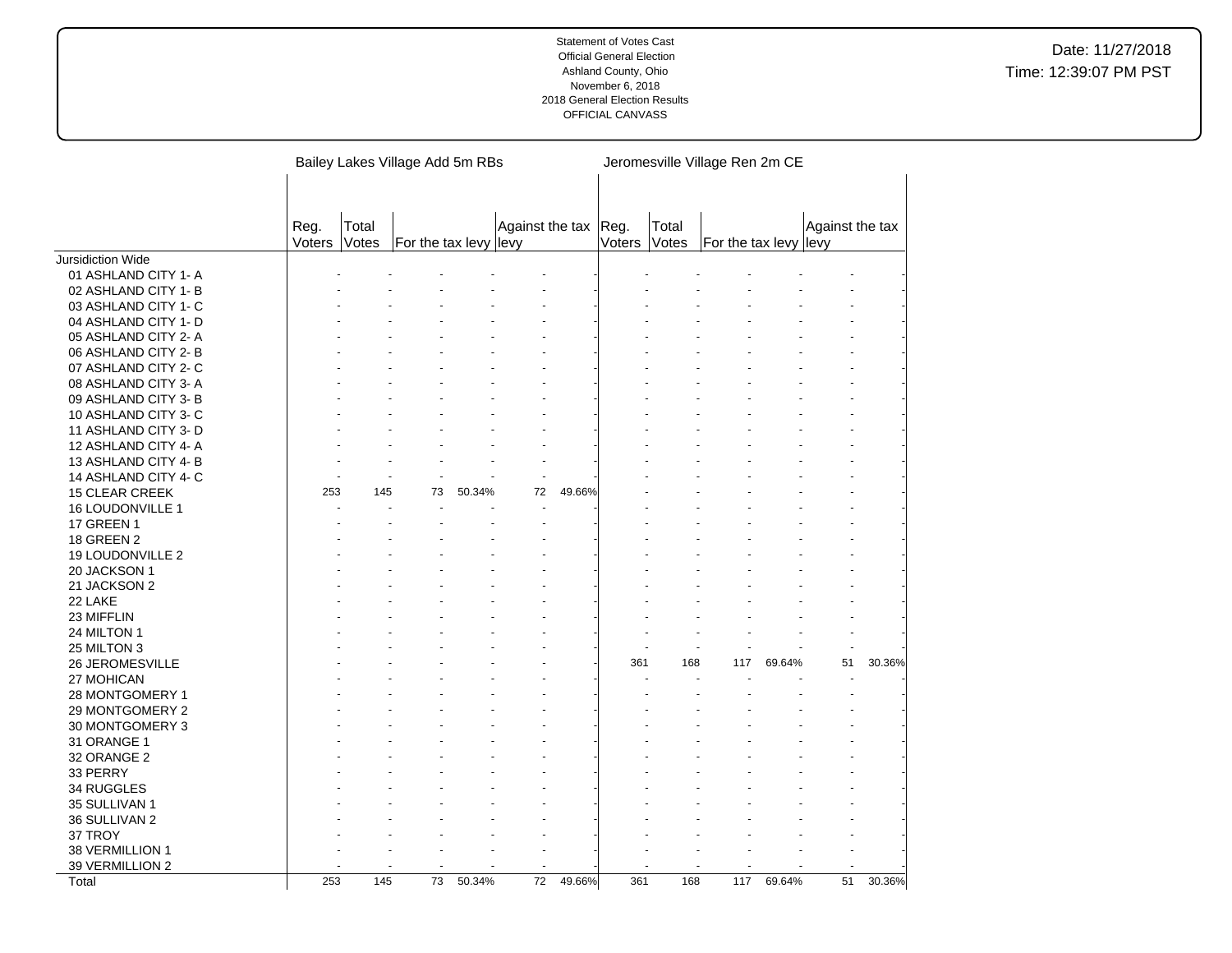Statement of Votes Cast
Official General Election
Ashland County, Ohio
November 6, 2018
2018 General Election Results
OFFICIAL CANVASS

Date: 11/27/2018
Time: 12:39:07 PM PST

| | Bailey Lakes Village Add 5m RBs | | | | | | Jeromesville Village Ren 2m CE | | | | | |
|---|---|---|---|---|---|---|---|---|---|---|---|---|
| | Reg. Voters | Total Votes | For the tax levy | | Against the tax levy | | Reg. Voters | Total Votes | For the tax levy | | Against the tax levy | |
| Jursidiction Wide | | | | | | | | | | | | |
| 01 ASHLAND CITY 1- A | - | - | - | - | - | - | - | - | - | - | - | - |
| 02 ASHLAND CITY 1- B | - | - | - | - | - | - | - | - | - | - | - | - |
| 03 ASHLAND CITY 1- C | - | - | - | - | - | - | - | - | - | - | - | - |
| 04 ASHLAND CITY 1- D | - | - | - | - | - | - | - | - | - | - | - | - |
| 05 ASHLAND CITY 2- A | - | - | - | - | - | - | - | - | - | - | - | - |
| 06 ASHLAND CITY 2- B | - | - | - | - | - | - | - | - | - | - | - | - |
| 07 ASHLAND CITY 2- C | - | - | - | - | - | - | - | - | - | - | - | - |
| 08 ASHLAND CITY 3- A | - | - | - | - | - | - | - | - | - | - | - | - |
| 09 ASHLAND CITY 3- B | - | - | - | - | - | - | - | - | - | - | - | - |
| 10 ASHLAND CITY 3- C | - | - | - | - | - | - | - | - | - | - | - | - |
| 11 ASHLAND CITY 3- D | - | - | - | - | - | - | - | - | - | - | - | - |
| 12 ASHLAND CITY 4- A | - | - | - | - | - | - | - | - | - | - | - | - |
| 13 ASHLAND CITY 4- B | - | - | - | - | - | - | - | - | - | - | - | - |
| 14 ASHLAND CITY 4- C | - | - | - | - | - | - | - | - | - | - | - | - |
| 15 CLEAR CREEK | 253 | 145 | 73 | 50.34% | 72 | 49.66% | - | - | - | - | - | - |
| 16 LOUDONVILLE 1 | - | - | - | - | - | - | - | - | - | - | - | - |
| 17 GREEN 1 | - | - | - | - | - | - | - | - | - | - | - | - |
| 18 GREEN 2 | - | - | - | - | - | - | - | - | - | - | - | - |
| 19 LOUDONVILLE 2 | - | - | - | - | - | - | - | - | - | - | - | - |
| 20 JACKSON 1 | - | - | - | - | - | - | - | - | - | - | - | - |
| 21 JACKSON 2 | - | - | - | - | - | - | - | - | - | - | - | - |
| 22 LAKE | - | - | - | - | - | - | - | - | - | - | - | - |
| 23 MIFFLIN | - | - | - | - | - | - | - | - | - | - | - | - |
| 24 MILTON 1 | - | - | - | - | - | - | - | - | - | - | - | - |
| 25 MILTON 3 | - | - | - | - | - | - | - | - | - | - | - | - |
| 26 JEROMESVILLE | - | - | - | - | - | - | 361 | 168 | 117 | 69.64% | 51 | 30.36% |
| 27 MOHICAN | - | - | - | - | - | - | - | - | - | - | - | - |
| 28 MONTGOMERY 1 | - | - | - | - | - | - | - | - | - | - | - | - |
| 29 MONTGOMERY 2 | - | - | - | - | - | - | - | - | - | - | - | - |
| 30 MONTGOMERY 3 | - | - | - | - | - | - | - | - | - | - | - | - |
| 31 ORANGE 1 | - | - | - | - | - | - | - | - | - | - | - | - |
| 32 ORANGE 2 | - | - | - | - | - | - | - | - | - | - | - | - |
| 33 PERRY | - | - | - | - | - | - | - | - | - | - | - | - |
| 34 RUGGLES | - | - | - | - | - | - | - | - | - | - | - | - |
| 35 SULLIVAN 1 | - | - | - | - | - | - | - | - | - | - | - | - |
| 36 SULLIVAN 2 | - | - | - | - | - | - | - | - | - | - | - | - |
| 37 TROY | - | - | - | - | - | - | - | - | - | - | - | - |
| 38 VERMILLION 1 | - | - | - | - | - | - | - | - | - | - | - | - |
| 39 VERMILLION 2 | - | - | - | - | - | - | - | - | - | - | - | - |
| Total | 253 | 145 | 73 | 50.34% | 72 | 49.66% | 361 | 168 | 117 | 69.64% | 51 | 30.36% |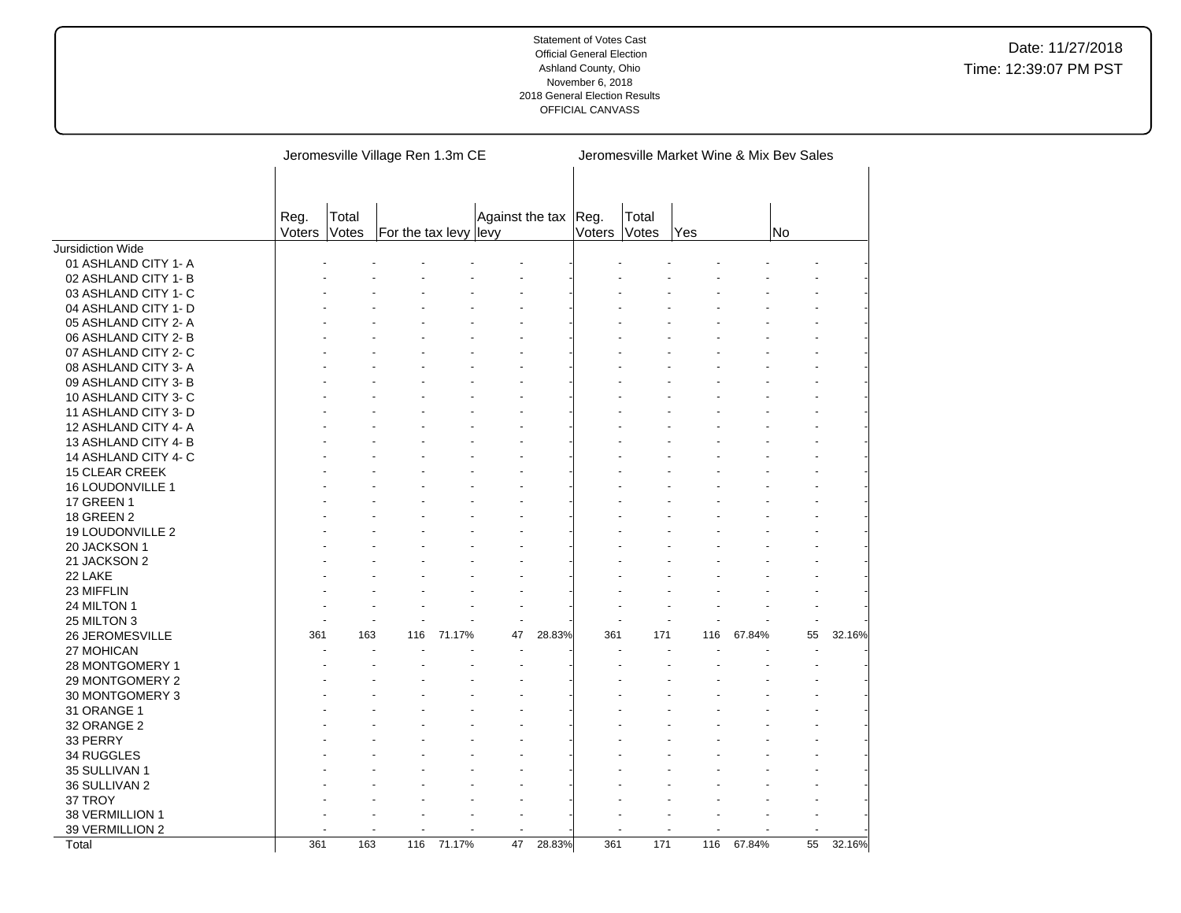Statement of Votes Cast
Official General Election
Ashland County, Ohio
November 6, 2018
2018 General Election Results
OFFICIAL CANVASS

Date: 11/27/2018
Time: 12:39:07 PM PST

| | Jeromesville Village Ren 1.3m CE | | | | | | Jeromesville Market Wine & Mix Bev Sales | | | | | |
|---|---|---|---|---|---|---|---|---|---|---|---|---|
| | Reg. Voters | Total Votes | For the tax levy | | Against the tax levy | | Reg. Voters | Total Votes | Yes | | No | |
| Jursidiction Wide | | | | | | | | | | | | |
| 01 ASHLAND CITY 1- A | - | - | - | - | - | - | - | - | - | - | - | - |
| 02 ASHLAND CITY 1- B | - | - | - | - | - | - | - | - | - | - | - | - |
| 03 ASHLAND CITY 1- C | - | - | - | - | - | - | - | - | - | - | - | - |
| 04 ASHLAND CITY 1- D | - | - | - | - | - | - | - | - | - | - | - | - |
| 05 ASHLAND CITY 2- A | - | - | - | - | - | - | - | - | - | - | - | - |
| 06 ASHLAND CITY 2- B | - | - | - | - | - | - | - | - | - | - | - | - |
| 07 ASHLAND CITY 2- C | - | - | - | - | - | - | - | - | - | - | - | - |
| 08 ASHLAND CITY 3- A | - | - | - | - | - | - | - | - | - | - | - | - |
| 09 ASHLAND CITY 3- B | - | - | - | - | - | - | - | - | - | - | - | - |
| 10 ASHLAND CITY 3- C | - | - | - | - | - | - | - | - | - | - | - | - |
| 11 ASHLAND CITY 3- D | - | - | - | - | - | - | - | - | - | - | - | - |
| 12 ASHLAND CITY 4- A | - | - | - | - | - | - | - | - | - | - | - | - |
| 13 ASHLAND CITY 4- B | - | - | - | - | - | - | - | - | - | - | - | - |
| 14 ASHLAND CITY 4- C | - | - | - | - | - | - | - | - | - | - | - | - |
| 15 CLEAR CREEK | - | - | - | - | - | - | - | - | - | - | - | - |
| 16 LOUDONVILLE 1 | - | - | - | - | - | - | - | - | - | - | - | - |
| 17 GREEN 1 | - | - | - | - | - | - | - | - | - | - | - | - |
| 18 GREEN 2 | - | - | - | - | - | - | - | - | - | - | - | - |
| 19 LOUDONVILLE 2 | - | - | - | - | - | - | - | - | - | - | - | - |
| 20 JACKSON 1 | - | - | - | - | - | - | - | - | - | - | - | - |
| 21 JACKSON 2 | - | - | - | - | - | - | - | - | - | - | - | - |
| 22 LAKE | - | - | - | - | - | - | - | - | - | - | - | - |
| 23 MIFFLIN | - | - | - | - | - | - | - | - | - | - | - | - |
| 24 MILTON 1 | - | - | - | - | - | - | - | - | - | - | - | - |
| 25 MILTON 3 | - | - | - | - | - | - | - | - | - | - | - | - |
| 26 JEROMESVILLE | 361 | 163 | 116 | 71.17% | 47 | 28.83% | 361 | 171 | 116 | 67.84% | 55 | 32.16% |
| 27 MOHICAN | - | - | - | - | - | - | - | - | - | - | - | - |
| 28 MONTGOMERY 1 | - | - | - | - | - | - | - | - | - | - | - | - |
| 29 MONTGOMERY 2 | - | - | - | - | - | - | - | - | - | - | - | - |
| 30 MONTGOMERY 3 | - | - | - | - | - | - | - | - | - | - | - | - |
| 31 ORANGE 1 | - | - | - | - | - | - | - | - | - | - | - | - |
| 32 ORANGE 2 | - | - | - | - | - | - | - | - | - | - | - | - |
| 33 PERRY | - | - | - | - | - | - | - | - | - | - | - | - |
| 34 RUGGLES | - | - | - | - | - | - | - | - | - | - | - | - |
| 35 SULLIVAN 1 | - | - | - | - | - | - | - | - | - | - | - | - |
| 36 SULLIVAN 2 | - | - | - | - | - | - | - | - | - | - | - | - |
| 37 TROY | - | - | - | - | - | - | - | - | - | - | - | - |
| 38 VERMILLION 1 | - | - | - | - | - | - | - | - | - | - | - | - |
| 39 VERMILLION 2 | - | - | - | - | - | - | - | - | - | - | - | - |
| Total | 361 | 163 | 116 | 71.17% | 47 | 28.83% | 361 | 171 | 116 | 67.84% | 55 | 32.16% |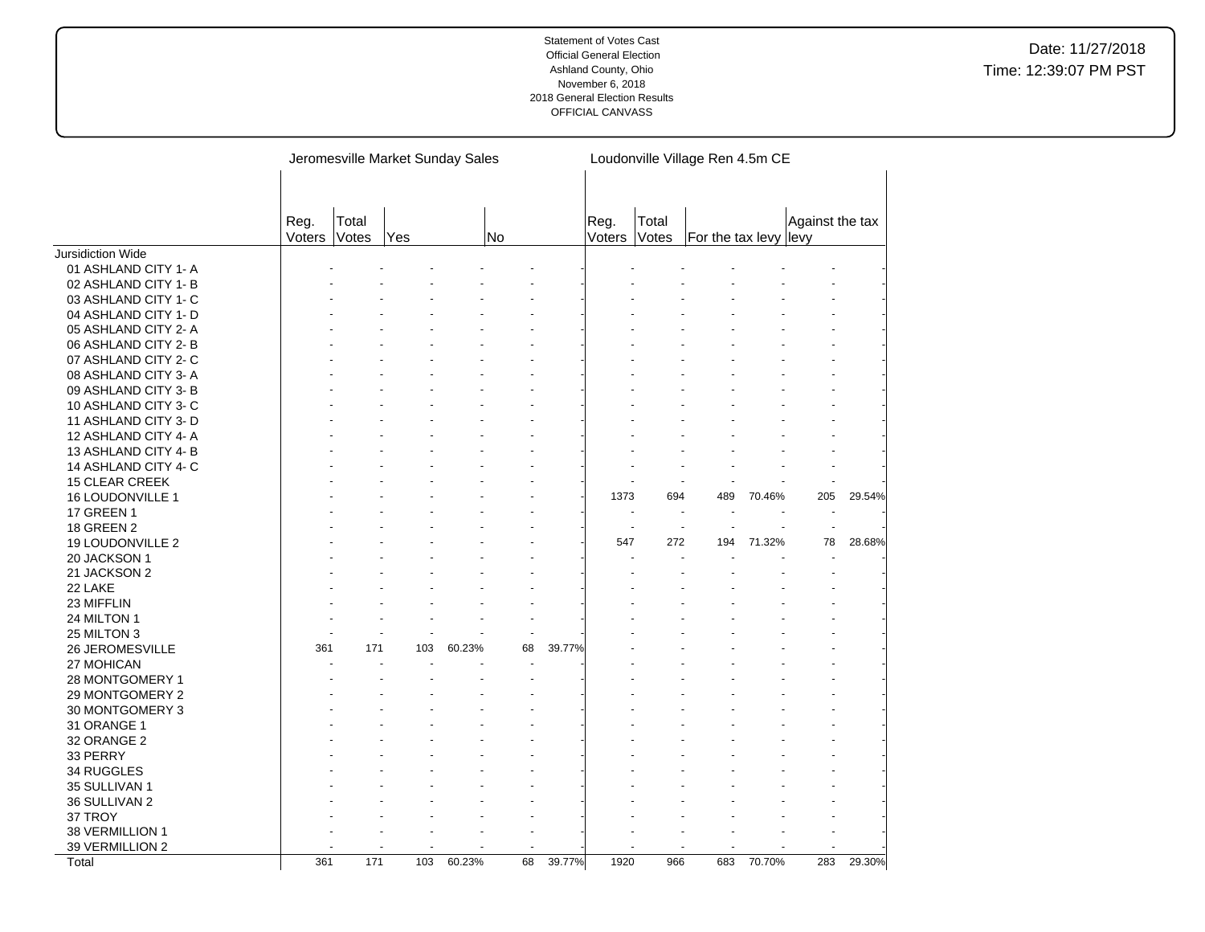Statement of Votes Cast
Official General Election
Ashland County, Ohio
November 6, 2018
2018 General Election Results
OFFICIAL CANVASS

Date: 11/27/2018
Time: 12:39:07 PM PST

| | Jeromesville Market Sunday Sales | | | | | | Loudonville Village Ren 4.5m CE | | | | | |
|---|---|---|---|---|---|---|---|---|---|---|---|---|
| | Reg. Voters | Total Votes | Yes | | No | | Reg. Voters | Total Votes | For the tax levy | | Against the tax levy | |
| Jursidiction Wide | | | | | | | | | | | | |
| 01 ASHLAND CITY 1- A | - | - | - | - | - | - | - | - | - | - | - | - |
| 02 ASHLAND CITY 1- B | - | - | - | - | - | - | - | - | - | - | - | - |
| 03 ASHLAND CITY 1- C | - | - | - | - | - | - | - | - | - | - | - | - |
| 04 ASHLAND CITY 1- D | - | - | - | - | - | - | - | - | - | - | - | - |
| 05 ASHLAND CITY 2- A | - | - | - | - | - | - | - | - | - | - | - | - |
| 06 ASHLAND CITY 2- B | - | - | - | - | - | - | - | - | - | - | - | - |
| 07 ASHLAND CITY 2- C | - | - | - | - | - | - | - | - | - | - | - | - |
| 08 ASHLAND CITY 3- A | - | - | - | - | - | - | - | - | - | - | - | - |
| 09 ASHLAND CITY 3- B | - | - | - | - | - | - | - | - | - | - | - | - |
| 10 ASHLAND CITY 3- C | - | - | - | - | - | - | - | - | - | - | - | - |
| 11 ASHLAND CITY 3- D | - | - | - | - | - | - | - | - | - | - | - | - |
| 12 ASHLAND CITY 4- A | - | - | - | - | - | - | - | - | - | - | - | - |
| 13 ASHLAND CITY 4- B | - | - | - | - | - | - | - | - | - | - | - | - |
| 14 ASHLAND CITY 4- C | - | - | - | - | - | - | - | - | - | - | - | - |
| 15 CLEAR CREEK | - | - | - | - | - | - | - | - | - | - | - | - |
| 16 LOUDONVILLE 1 | - | - | - | - | - | - | 1373 | 694 | 489 | 70.46% | 205 | 29.54% |
| 17 GREEN 1 | - | - | - | - | - | - | - | - | - | - | - | - |
| 18 GREEN 2 | - | - | - | - | - | - | - | - | - | - | - | - |
| 19 LOUDONVILLE 2 | - | - | - | - | - | - | 547 | 272 | 194 | 71.32% | 78 | 28.68% |
| 20 JACKSON 1 | - | - | - | - | - | - | - | - | - | - | - | - |
| 21 JACKSON 2 | - | - | - | - | - | - | - | - | - | - | - | - |
| 22 LAKE | - | - | - | - | - | - | - | - | - | - | - | - |
| 23 MIFFLIN | - | - | - | - | - | - | - | - | - | - | - | - |
| 24 MILTON 1 | - | - | - | - | - | - | - | - | - | - | - | - |
| 25 MILTON 3 | - | - | - | - | - | - | - | - | - | - | - | - |
| 26 JEROMESVILLE | 361 | 171 | 103 | 60.23% | 68 | 39.77% | - | - | - | - | - | - |
| 27 MOHICAN | - | - | - | - | - | - | - | - | - | - | - | - |
| 28 MONTGOMERY 1 | - | - | - | - | - | - | - | - | - | - | - | - |
| 29 MONTGOMERY 2 | - | - | - | - | - | - | - | - | - | - | - | - |
| 30 MONTGOMERY 3 | - | - | - | - | - | - | - | - | - | - | - | - |
| 31 ORANGE 1 | - | - | - | - | - | - | - | - | - | - | - | - |
| 32 ORANGE 2 | - | - | - | - | - | - | - | - | - | - | - | - |
| 33 PERRY | - | - | - | - | - | - | - | - | - | - | - | - |
| 34 RUGGLES | - | - | - | - | - | - | - | - | - | - | - | - |
| 35 SULLIVAN 1 | - | - | - | - | - | - | - | - | - | - | - | - |
| 36 SULLIVAN 2 | - | - | - | - | - | - | - | - | - | - | - | - |
| 37 TROY | - | - | - | - | - | - | - | - | - | - | - | - |
| 38 VERMILLION 1 | - | - | - | - | - | - | - | - | - | - | - | - |
| 39 VERMILLION 2 | - | - | - | - | - | - | - | - | - | - | - | - |
| Total | 361 | 171 | 103 | 60.23% | 68 | 39.77% | 1920 | 966 | 683 | 70.70% | 283 | 29.30% |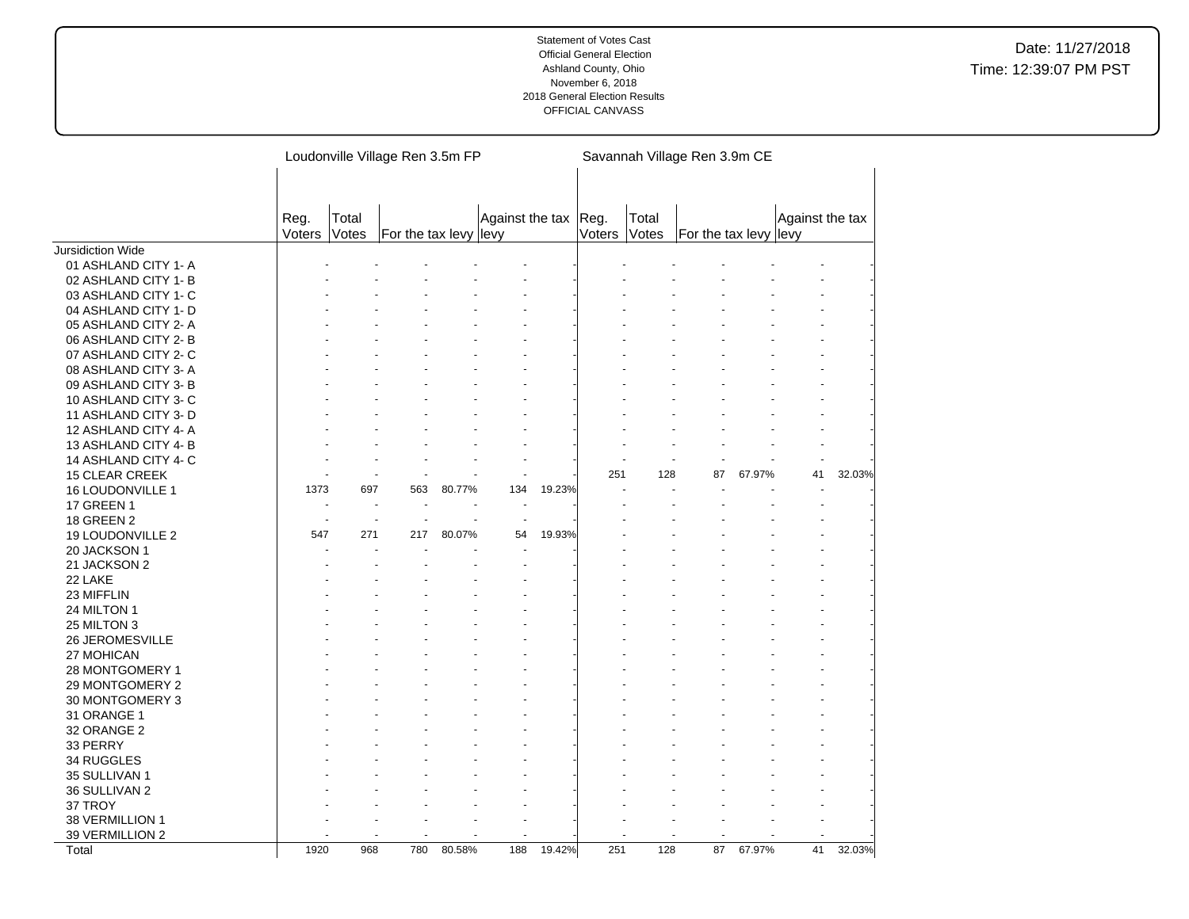Statement of Votes Cast
Official General Election
Ashland County, Ohio
November 6, 2018
2018 General Election Results
OFFICIAL CANVASS

Date: 11/27/2018
Time: 12:39:07 PM PST

| | Loudonville Village Ren 3.5m FP | | | | | | Savannah Village Ren 3.9m CE | | | | | |
|---|---|---|---|---|---|---|---|---|---|---|---|---|
| | Reg. Voters | Total Votes | For the tax levy | | Against the tax levy | | Reg. Voters | Total Votes | For the tax levy | | Against the tax levy | |
| Jursidiction Wide | | | | | | | | | | | | |
| 01 ASHLAND CITY 1- A | - | - | - | - | - | - | - | - | - | - | - | - |
| 02 ASHLAND CITY 1- B | - | - | - | - | - | - | - | - | - | - | - | - |
| 03 ASHLAND CITY 1- C | - | - | - | - | - | - | - | - | - | - | - | - |
| 04 ASHLAND CITY 1- D | - | - | - | - | - | - | - | - | - | - | - | - |
| 05 ASHLAND CITY 2- A | - | - | - | - | - | - | - | - | - | - | - | - |
| 06 ASHLAND CITY 2- B | - | - | - | - | - | - | - | - | - | - | - | - |
| 07 ASHLAND CITY 2- C | - | - | - | - | - | - | - | - | - | - | - | - |
| 08 ASHLAND CITY 3- A | - | - | - | - | - | - | - | - | - | - | - | - |
| 09 ASHLAND CITY 3- B | - | - | - | - | - | - | - | - | - | - | - | - |
| 10 ASHLAND CITY 3- C | - | - | - | - | - | - | - | - | - | - | - | - |
| 11 ASHLAND CITY 3- D | - | - | - | - | - | - | - | - | - | - | - | - |
| 12 ASHLAND CITY 4- A | - | - | - | - | - | - | - | - | - | - | - | - |
| 13 ASHLAND CITY 4- B | - | - | - | - | - | - | - | - | - | - | - | - |
| 14 ASHLAND CITY 4- C | - | - | - | - | - | - | - | - | - | - | - | - |
| 15 CLEAR CREEK | - | - | - | - | - | - | 251 | 128 | 87 | 67.97% | 41 | 32.03% |
| 16 LOUDONVILLE 1 | 1373 | 697 | 563 | 80.77% | 134 | 19.23% | - | - | - | - | - | - |
| 17 GREEN 1 | - | - | - | - | - | - | - | - | - | - | - | - |
| 18 GREEN 2 | - | - | - | - | - | - | - | - | - | - | - | - |
| 19 LOUDONVILLE 2 | 547 | 271 | 217 | 80.07% | 54 | 19.93% | - | - | - | - | - | - |
| 20 JACKSON 1 | - | - | - | - | - | - | - | - | - | - | - | - |
| 21 JACKSON 2 | - | - | - | - | - | - | - | - | - | - | - | - |
| 22 LAKE | - | - | - | - | - | - | - | - | - | - | - | - |
| 23 MIFFLIN | - | - | - | - | - | - | - | - | - | - | - | - |
| 24 MILTON 1 | - | - | - | - | - | - | - | - | - | - | - | - |
| 25 MILTON 3 | - | - | - | - | - | - | - | - | - | - | - | - |
| 26 JEROMESVILLE | - | - | - | - | - | - | - | - | - | - | - | - |
| 27 MOHICAN | - | - | - | - | - | - | - | - | - | - | - | - |
| 28 MONTGOMERY 1 | - | - | - | - | - | - | - | - | - | - | - | - |
| 29 MONTGOMERY 2 | - | - | - | - | - | - | - | - | - | - | - | - |
| 30 MONTGOMERY 3 | - | - | - | - | - | - | - | - | - | - | - | - |
| 31 ORANGE 1 | - | - | - | - | - | - | - | - | - | - | - | - |
| 32 ORANGE 2 | - | - | - | - | - | - | - | - | - | - | - | - |
| 33 PERRY | - | - | - | - | - | - | - | - | - | - | - | - |
| 34 RUGGLES | - | - | - | - | - | - | - | - | - | - | - | - |
| 35 SULLIVAN 1 | - | - | - | - | - | - | - | - | - | - | - | - |
| 36 SULLIVAN 2 | - | - | - | - | - | - | - | - | - | - | - | - |
| 37 TROY | - | - | - | - | - | - | - | - | - | - | - | - |
| 38 VERMILLION 1 | - | - | - | - | - | - | - | - | - | - | - | - |
| 39 VERMILLION 2 | - | - | - | - | - | - | - | - | - | - | - | - |
| Total | 1920 | 968 | 780 | 80.58% | 188 | 19.42% | 251 | 128 | 87 | 67.97% | 41 | 32.03% |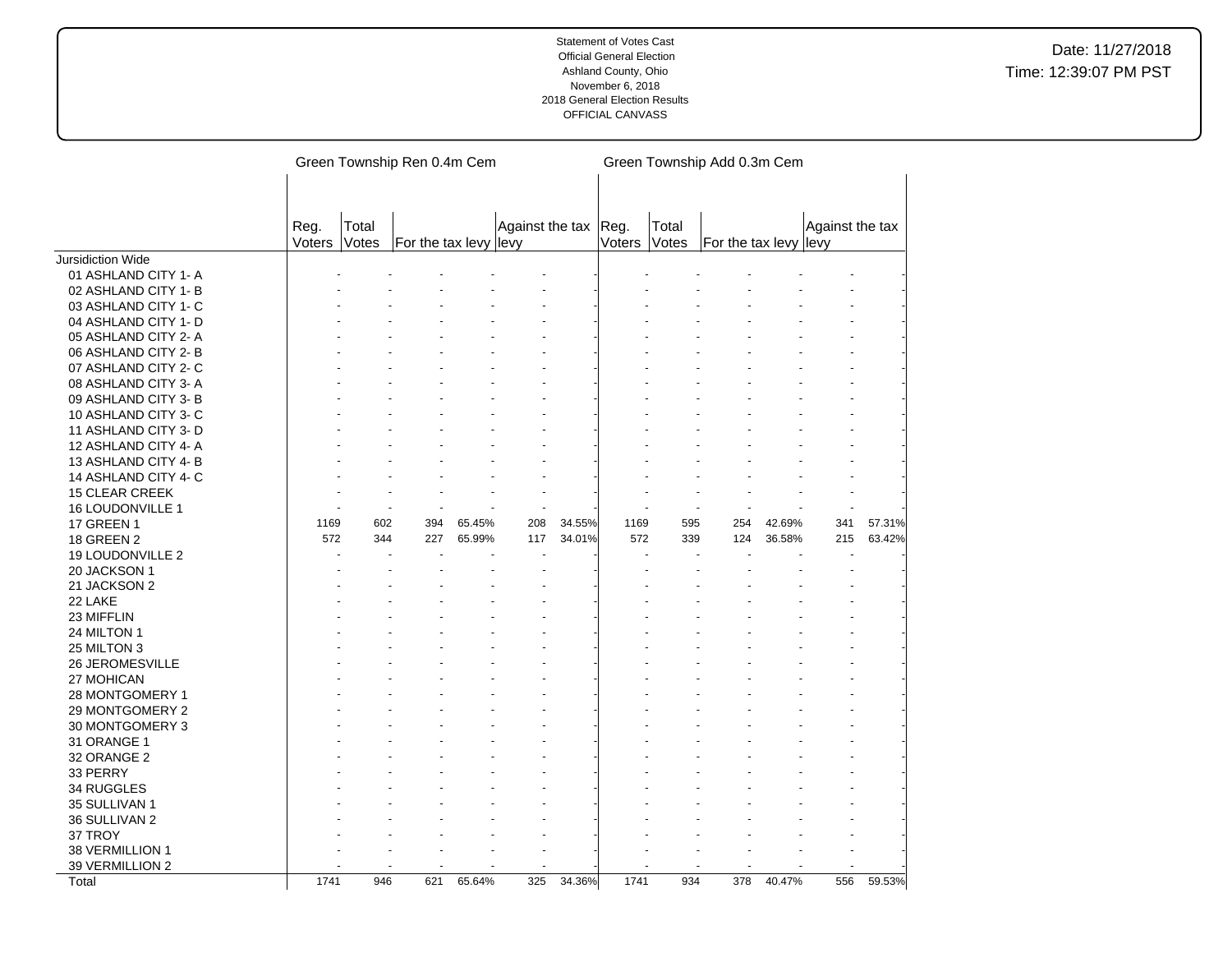Statement of Votes Cast
Official General Election
Ashland County, Ohio
November 6, 2018
2018 General Election Results
OFFICIAL CANVASS

Date: 11/27/2018
Time: 12:39:07 PM PST

| | Green Township Ren 0.4m Cem | | | | | | Green Township Add 0.3m Cem | | | | | |
|---|---|---|---|---|---|---|---|---|---|---|---|---|
| | Reg. Voters | Total Votes | For the tax levy | | Against the tax levy | | Reg. Voters | Total Votes | For the tax levy | | Against the tax levy | |
| Jursidiction Wide | | | | | | | | | | | | |
| 01 ASHLAND CITY 1- A | - | - | - | - | - | - | - | - | - | - | - | - |
| 02 ASHLAND CITY 1- B | - | - | - | - | - | - | - | - | - | - | - | - |
| 03 ASHLAND CITY 1- C | - | - | - | - | - | - | - | - | - | - | - | - |
| 04 ASHLAND CITY 1- D | - | - | - | - | - | - | - | - | - | - | - | - |
| 05 ASHLAND CITY 2- A | - | - | - | - | - | - | - | - | - | - | - | - |
| 06 ASHLAND CITY 2- B | - | - | - | - | - | - | - | - | - | - | - | - |
| 07 ASHLAND CITY 2- C | - | - | - | - | - | - | - | - | - | - | - | - |
| 08 ASHLAND CITY 3- A | - | - | - | - | - | - | - | - | - | - | - | - |
| 09 ASHLAND CITY 3- B | - | - | - | - | - | - | - | - | - | - | - | - |
| 10 ASHLAND CITY 3- C | - | - | - | - | - | - | - | - | - | - | - | - |
| 11 ASHLAND CITY 3- D | - | - | - | - | - | - | - | - | - | - | - | - |
| 12 ASHLAND CITY 4- A | - | - | - | - | - | - | - | - | - | - | - | - |
| 13 ASHLAND CITY 4- B | - | - | - | - | - | - | - | - | - | - | - | - |
| 14 ASHLAND CITY 4- C | - | - | - | - | - | - | - | - | - | - | - | - |
| 15 CLEAR CREEK | - | - | - | - | - | - | - | - | - | - | - | - |
| 16 LOUDONVILLE 1 | - | - | - | - | - | - | - | - | - | - | - | - |
| 17 GREEN 1 | 1169 | 602 | 394 | 65.45% | 208 | 34.55% | 1169 | 595 | 254 | 42.69% | 341 | 57.31% |
| 18 GREEN 2 | 572 | 344 | 227 | 65.99% | 117 | 34.01% | 572 | 339 | 124 | 36.58% | 215 | 63.42% |
| 19 LOUDONVILLE 2 | - | - | - | - | - | - | - | - | - | - | - | - |
| 20 JACKSON 1 | - | - | - | - | - | - | - | - | - | - | - | - |
| 21 JACKSON 2 | - | - | - | - | - | - | - | - | - | - | - | - |
| 22 LAKE | - | - | - | - | - | - | - | - | - | - | - | - |
| 23 MIFFLIN | - | - | - | - | - | - | - | - | - | - | - | - |
| 24 MILTON 1 | - | - | - | - | - | - | - | - | - | - | - | - |
| 25 MILTON 3 | - | - | - | - | - | - | - | - | - | - | - | - |
| 26 JEROMESVILLE | - | - | - | - | - | - | - | - | - | - | - | - |
| 27 MOHICAN | - | - | - | - | - | - | - | - | - | - | - | - |
| 28 MONTGOMERY 1 | - | - | - | - | - | - | - | - | - | - | - | - |
| 29 MONTGOMERY 2 | - | - | - | - | - | - | - | - | - | - | - | - |
| 30 MONTGOMERY 3 | - | - | - | - | - | - | - | - | - | - | - | - |
| 31 ORANGE 1 | - | - | - | - | - | - | - | - | - | - | - | - |
| 32 ORANGE 2 | - | - | - | - | - | - | - | - | - | - | - | - |
| 33 PERRY | - | - | - | - | - | - | - | - | - | - | - | - |
| 34 RUGGLES | - | - | - | - | - | - | - | - | - | - | - | - |
| 35 SULLIVAN 1 | - | - | - | - | - | - | - | - | - | - | - | - |
| 36 SULLIVAN 2 | - | - | - | - | - | - | - | - | - | - | - | - |
| 37 TROY | - | - | - | - | - | - | - | - | - | - | - | - |
| 38 VERMILLION 1 | - | - | - | - | - | - | - | - | - | - | - | - |
| 39 VERMILLION 2 | - | - | - | - | - | - | - | - | - | - | - | - |
| Total | 1741 | 946 | 621 | 65.64% | 325 | 34.36% | 1741 | 934 | 378 | 40.47% | 556 | 59.53% |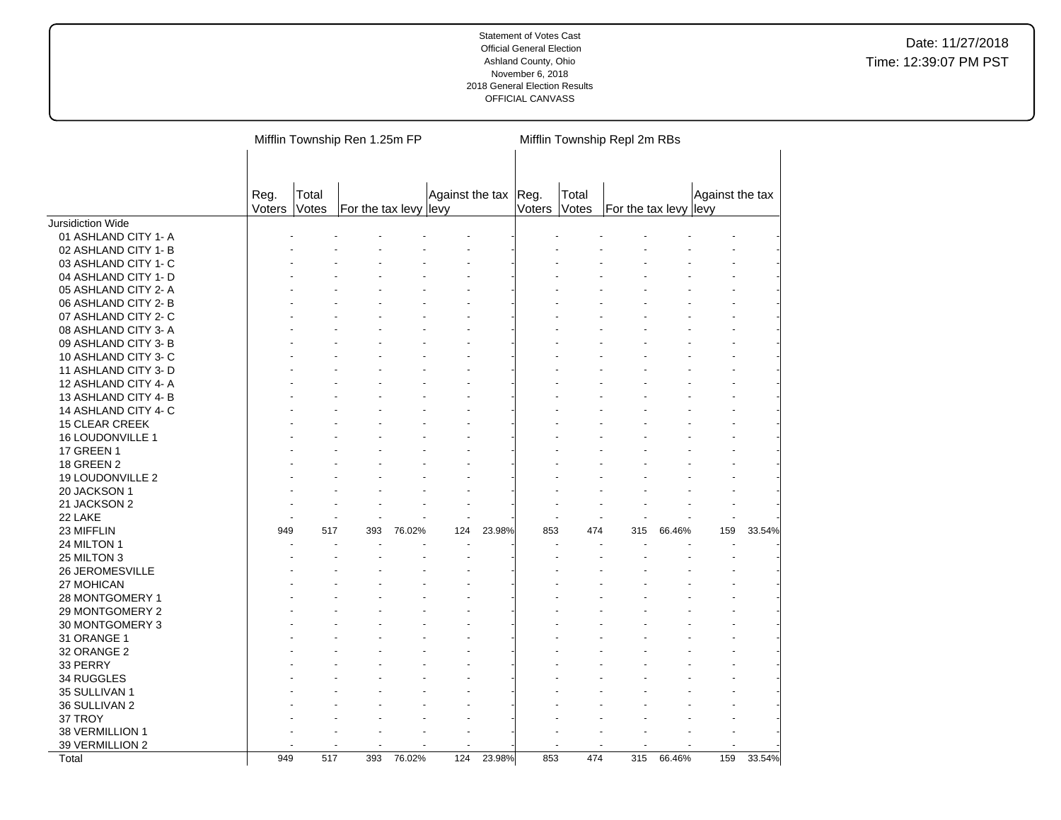Statement of Votes Cast
Official General Election
Ashland County, Ohio
November 6, 2018
2018 General Election Results
OFFICIAL CANVASS

Date: 11/27/2018
Time: 12:39:07 PM PST

| | Mifflin Township Ren 1.25m FP | | | | | | Mifflin Township Repl 2m RBs | | | | | |
|---|---|---|---|---|---|---|---|---|---|---|---|---|
| | Reg. Voters | Total Votes | For the tax levy | | Against the tax levy | | Reg. Voters | Total Votes | For the tax levy | | Against the tax levy | |
| Jursidiction Wide | | | | | | | | | | | | |
| 01 ASHLAND CITY 1- A | - | - | - | - | - | - | - | - | - | - | - | - |
| 02 ASHLAND CITY 1- B | - | - | - | - | - | - | - | - | - | - | - | - |
| 03 ASHLAND CITY 1- C | - | - | - | - | - | - | - | - | - | - | - | - |
| 04 ASHLAND CITY 1- D | - | - | - | - | - | - | - | - | - | - | - | - |
| 05 ASHLAND CITY 2- A | - | - | - | - | - | - | - | - | - | - | - | - |
| 06 ASHLAND CITY 2- B | - | - | - | - | - | - | - | - | - | - | - | - |
| 07 ASHLAND CITY 2- C | - | - | - | - | - | - | - | - | - | - | - | - |
| 08 ASHLAND CITY 3- A | - | - | - | - | - | - | - | - | - | - | - | - |
| 09 ASHLAND CITY 3- B | - | - | - | - | - | - | - | - | - | - | - | - |
| 10 ASHLAND CITY 3- C | - | - | - | - | - | - | - | - | - | - | - | - |
| 11 ASHLAND CITY 3- D | - | - | - | - | - | - | - | - | - | - | - | - |
| 12 ASHLAND CITY 4- A | - | - | - | - | - | - | - | - | - | - | - | - |
| 13 ASHLAND CITY 4- B | - | - | - | - | - | - | - | - | - | - | - | - |
| 14 ASHLAND CITY 4- C | - | - | - | - | - | - | - | - | - | - | - | - |
| 15 CLEAR CREEK | - | - | - | - | - | - | - | - | - | - | - | - |
| 16 LOUDONVILLE 1 | - | - | - | - | - | - | - | - | - | - | - | - |
| 17 GREEN 1 | - | - | - | - | - | - | - | - | - | - | - | - |
| 18 GREEN 2 | - | - | - | - | - | - | - | - | - | - | - | - |
| 19 LOUDONVILLE 2 | - | - | - | - | - | - | - | - | - | - | - | - |
| 20 JACKSON 1 | - | - | - | - | - | - | - | - | - | - | - | - |
| 21 JACKSON 2 | - | - | - | - | - | - | - | - | - | - | - | - |
| 22 LAKE | - | - | - | - | - | - | - | - | - | - | - | - |
| 23 MIFFLIN | 949 | 517 | 393 | 76.02% | 124 | 23.98% | 853 | 474 | 315 | 66.46% | 159 | 33.54% |
| 24 MILTON 1 | - | - | - | - | - | - | - | - | - | - | - | - |
| 25 MILTON 3 | - | - | - | - | - | - | - | - | - | - | - | - |
| 26 JEROMESVILLE | - | - | - | - | - | - | - | - | - | - | - | - |
| 27 MOHICAN | - | - | - | - | - | - | - | - | - | - | - | - |
| 28 MONTGOMERY 1 | - | - | - | - | - | - | - | - | - | - | - | - |
| 29 MONTGOMERY 2 | - | - | - | - | - | - | - | - | - | - | - | - |
| 30 MONTGOMERY 3 | - | - | - | - | - | - | - | - | - | - | - | - |
| 31 ORANGE 1 | - | - | - | - | - | - | - | - | - | - | - | - |
| 32 ORANGE 2 | - | - | - | - | - | - | - | - | - | - | - | - |
| 33 PERRY | - | - | - | - | - | - | - | - | - | - | - | - |
| 34 RUGGLES | - | - | - | - | - | - | - | - | - | - | - | - |
| 35 SULLIVAN 1 | - | - | - | - | - | - | - | - | - | - | - | - |
| 36 SULLIVAN 2 | - | - | - | - | - | - | - | - | - | - | - | - |
| 37 TROY | - | - | - | - | - | - | - | - | - | - | - | - |
| 38 VERMILLION 1 | - | - | - | - | - | - | - | - | - | - | - | - |
| 39 VERMILLION 2 | - | - | - | - | - | - | - | - | - | - | - | - |
| Total | 949 | 517 | 393 | 76.02% | 124 | 23.98% | 853 | 474 | 315 | 66.46% | 159 | 33.54% |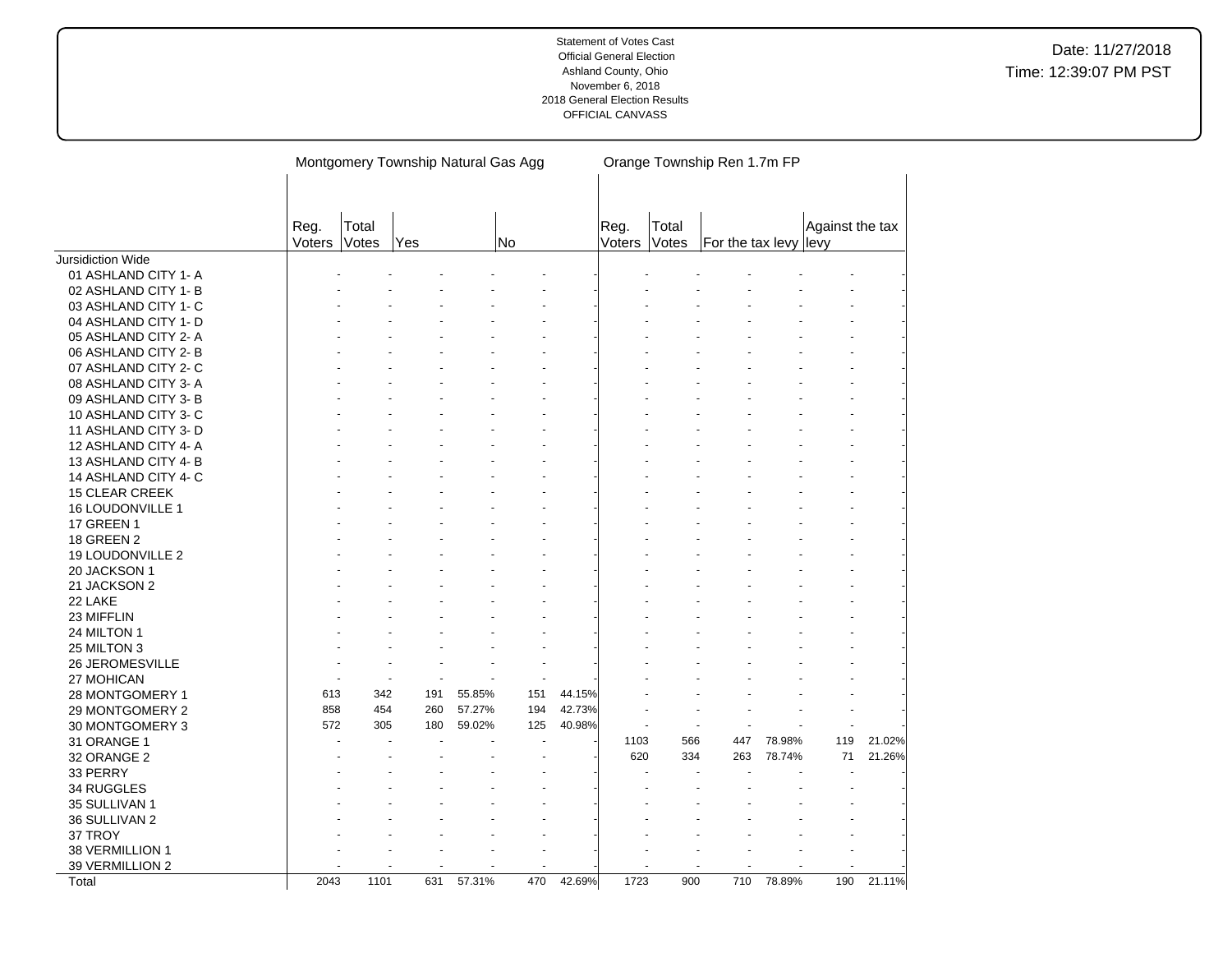Statement of Votes Cast
Official General Election
Ashland County, Ohio
November 6, 2018
2018 General Election Results
OFFICIAL CANVASS

Date: 11/27/2018
Time: 12:39:07 PM PST

| | Montgomery Township Natural Gas Agg | | | | | | Orange Township Ren 1.7m FP | | | | | |
|---|---|---|---|---|---|---|---|---|---|---|---|---|
| | Reg. Voters | Total Votes | Yes | | No | | Reg. Voters | Total Votes | For the tax levy | | Against the tax levy | |
| Jursidiction Wide | | | | | | | | | | | | |
| 01 ASHLAND CITY 1- A | - | - | - | - | - | - | - | - | - | - | - | - |
| 02 ASHLAND CITY 1- B | - | - | - | - | - | - | - | - | - | - | - | - |
| 03 ASHLAND CITY 1- C | - | - | - | - | - | - | - | - | - | - | - | - |
| 04 ASHLAND CITY 1- D | - | - | - | - | - | - | - | - | - | - | - | - |
| 05 ASHLAND CITY 2- A | - | - | - | - | - | - | - | - | - | - | - | - |
| 06 ASHLAND CITY 2- B | - | - | - | - | - | - | - | - | - | - | - | - |
| 07 ASHLAND CITY 2- C | - | - | - | - | - | - | - | - | - | - | - | - |
| 08 ASHLAND CITY 3- A | - | - | - | - | - | - | - | - | - | - | - | - |
| 09 ASHLAND CITY 3- B | - | - | - | - | - | - | - | - | - | - | - | - |
| 10 ASHLAND CITY 3- C | - | - | - | - | - | - | - | - | - | - | - | - |
| 11 ASHLAND CITY 3- D | - | - | - | - | - | - | - | - | - | - | - | - |
| 12 ASHLAND CITY 4- A | - | - | - | - | - | - | - | - | - | - | - | - |
| 13 ASHLAND CITY 4- B | - | - | - | - | - | - | - | - | - | - | - | - |
| 14 ASHLAND CITY 4- C | - | - | - | - | - | - | - | - | - | - | - | - |
| 15 CLEAR CREEK | - | - | - | - | - | - | - | - | - | - | - | - |
| 16 LOUDONVILLE 1 | - | - | - | - | - | - | - | - | - | - | - | - |
| 17 GREEN 1 | - | - | - | - | - | - | - | - | - | - | - | - |
| 18 GREEN 2 | - | - | - | - | - | - | - | - | - | - | - | - |
| 19 LOUDONVILLE 2 | - | - | - | - | - | - | - | - | - | - | - | - |
| 20 JACKSON 1 | - | - | - | - | - | - | - | - | - | - | - | - |
| 21 JACKSON 2 | - | - | - | - | - | - | - | - | - | - | - | - |
| 22 LAKE | - | - | - | - | - | - | - | - | - | - | - | - |
| 23 MIFFLIN | - | - | - | - | - | - | - | - | - | - | - | - |
| 24 MILTON 1 | - | - | - | - | - | - | - | - | - | - | - | - |
| 25 MILTON 3 | - | - | - | - | - | - | - | - | - | - | - | - |
| 26 JEROMESVILLE | - | - | - | - | - | - | - | - | - | - | - | - |
| 27 MOHICAN | - | - | - | - | - | - | - | - | - | - | - | - |
| 28 MONTGOMERY 1 | 613 | 342 | 191 | 55.85% | 151 | 44.15% | - | - | - | - | - | - |
| 29 MONTGOMERY 2 | 858 | 454 | 260 | 57.27% | 194 | 42.73% | - | - | - | - | - | - |
| 30 MONTGOMERY 3 | 572 | 305 | 180 | 59.02% | 125 | 40.98% | - | - | - | - | - | - |
| 31 ORANGE 1 | - | - | - | - | - | - | 1103 | 566 | 447 | 78.98% | 119 | 21.02% |
| 32 ORANGE 2 | - | - | - | - | - | - | 620 | 334 | 263 | 78.74% | 71 | 21.26% |
| 33 PERRY | - | - | - | - | - | - | - | - | - | - | - | - |
| 34 RUGGLES | - | - | - | - | - | - | - | - | - | - | - | - |
| 35 SULLIVAN 1 | - | - | - | - | - | - | - | - | - | - | - | - |
| 36 SULLIVAN 2 | - | - | - | - | - | - | - | - | - | - | - | - |
| 37 TROY | - | - | - | - | - | - | - | - | - | - | - | - |
| 38 VERMILLION 1 | - | - | - | - | - | - | - | - | - | - | - | - |
| 39 VERMILLION 2 | - | - | - | - | - | - | - | - | - | - | - | - |
| Total | 2043 | 1101 | 631 | 57.31% | 470 | 42.69% | 1723 | 900 | 710 | 78.89% | 190 | 21.11% |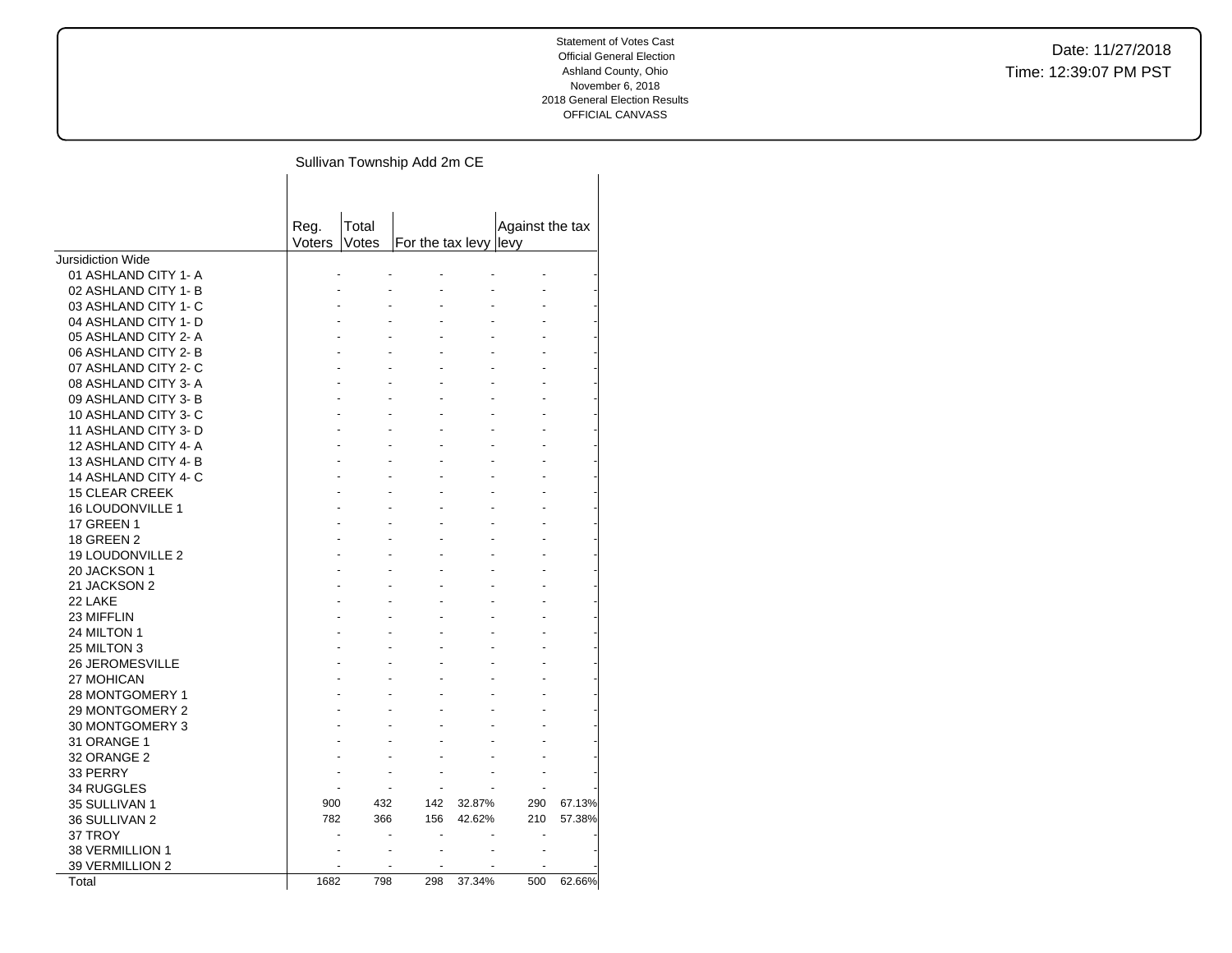Statement of Votes Cast
Official General Election
Ashland County, Ohio
November 6, 2018
2018 General Election Results
OFFICIAL CANVASS

Date: 11/27/2018
Time: 12:39:07 PM PST

## Sullivan Township Add 2m CE

| | Reg. Voters | Total Votes | For the tax levy | | Against the tax levy | |
|---|---|---|---|---|---|---|
| Jursidiction Wide | | | | | | |
| 01 ASHLAND CITY 1- A | - | - | - | - | - | - |
| 02 ASHLAND CITY 1- B | - | - | - | - | - | - |
| 03 ASHLAND CITY 1- C | - | - | - | - | - | - |
| 04 ASHLAND CITY 1- D | - | - | - | - | - | - |
| 05 ASHLAND CITY 2- A | - | - | - | - | - | - |
| 06 ASHLAND CITY 2- B | - | - | - | - | - | - |
| 07 ASHLAND CITY 2- C | - | - | - | - | - | - |
| 08 ASHLAND CITY 3- A | - | - | - | - | - | - |
| 09 ASHLAND CITY 3- B | - | - | - | - | - | - |
| 10 ASHLAND CITY 3- C | - | - | - | - | - | - |
| 11 ASHLAND CITY 3- D | - | - | - | - | - | - |
| 12 ASHLAND CITY 4- A | - | - | - | - | - | - |
| 13 ASHLAND CITY 4- B | - | - | - | - | - | - |
| 14 ASHLAND CITY 4- C | - | - | - | - | - | - |
| 15 CLEAR CREEK | - | - | - | - | - | - |
| 16 LOUDONVILLE 1 | - | - | - | - | - | - |
| 17 GREEN 1 | - | - | - | - | - | - |
| 18 GREEN 2 | - | - | - | - | - | - |
| 19 LOUDONVILLE 2 | - | - | - | - | - | - |
| 20 JACKSON 1 | - | - | - | - | - | - |
| 21 JACKSON 2 | - | - | - | - | - | - |
| 22 LAKE | - | - | - | - | - | - |
| 23 MIFFLIN | - | - | - | - | - | - |
| 24 MILTON 1 | - | - | - | - | - | - |
| 25 MILTON 3 | - | - | - | - | - | - |
| 26 JEROMESVILLE | - | - | - | - | - | - |
| 27 MOHICAN | - | - | - | - | - | - |
| 28 MONTGOMERY 1 | - | - | - | - | - | - |
| 29 MONTGOMERY 2 | - | - | - | - | - | - |
| 30 MONTGOMERY 3 | - | - | - | - | - | - |
| 31 ORANGE 1 | - | - | - | - | - | - |
| 32 ORANGE 2 | - | - | - | - | - | - |
| 33 PERRY | - | - | - | - | - | - |
| 34 RUGGLES | - | - | - | - | - | - |
| 35 SULLIVAN 1 | 900 | 432 | 142 | 32.87% | 290 | 67.13% |
| 36 SULLIVAN 2 | 782 | 366 | 156 | 42.62% | 210 | 57.38% |
| 37 TROY | - | - | - | - | - | - |
| 38 VERMILLION 1 | - | - | - | - | - | - |
| 39 VERMILLION 2 | - | - | - | - | - | - |
| Total | 1682 | 798 | 298 | 37.34% | 500 | 62.66% |